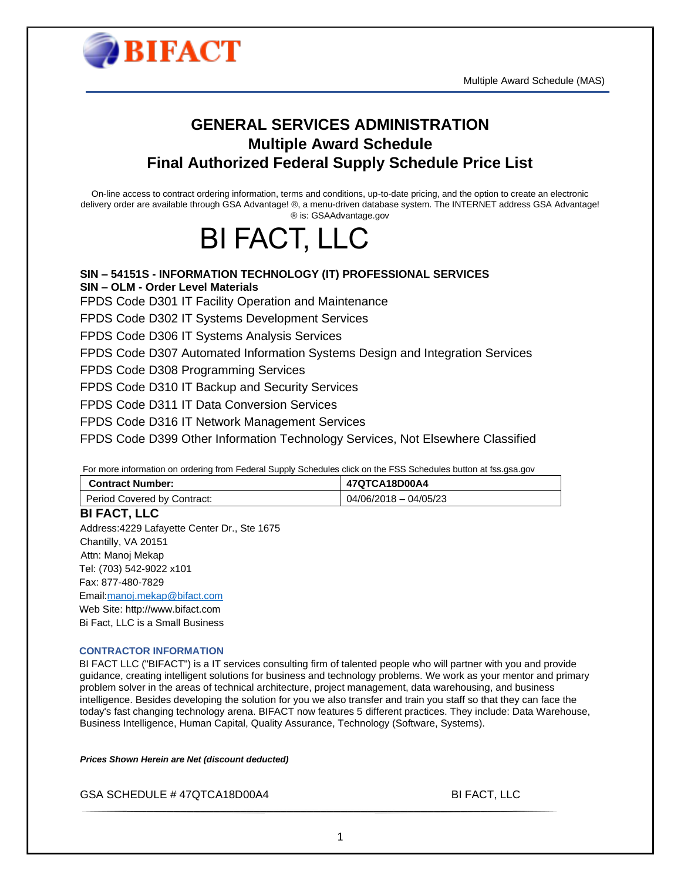# GENERAL SERVICES ADMINISTRATION

## Multiple Award Schedule

## Final Authorized Federal Supply Schedule Price List

On-line access to contract ordering information, terms and conditions, up-to-date pricing, and the option to create an electronic delivery order are available through GSA Advantage! ®, a menu-driven database system. The INTERNET address GSA Advantage! ® is: GSAAdvantage.gov

# BI FACT, LLC

**SIN – 54151S - INFORMATION TECHNOLOGY (IT) PROFESSIONAL SERVICES**
**SIN – OLM - Order Level Materials**

FPDS Code D301 IT Facility Operation and Maintenance

FPDS Code D302 IT Systems Development Services

FPDS Code D306 IT Systems Analysis Services

FPDS Code D307 Automated Information Systems Design and Integration Services

FPDS Code D308 Programming Services

FPDS Code D310 IT Backup and Security Services

FPDS Code D311 IT Data Conversion Services

FPDS Code D316 IT Network Management Services

FPDS Code D399 Other Information Technology Services, Not Elsewhere Classified

For more information on ordering from Federal Supply Schedules click on the FSS Schedules button at fss.gsa.gov

| **Contract Number:** | **47QTCA18D00A4** |
|---|---|
| Period Covered by Contract: | 04/06/2018 – 04/05/23 |

**BI FACT, LLC**

Address:4229 Lafayette Center Dr., Ste 1675
Chantilly, VA 20151
Attn: Manoj Mekap
Tel: (703) 542-9022 x101
Fax: 877-480-7829
Email:manoj.mekap@bifact.com
Web Site: http://www.bifact.com
Bi Fact, LLC is a Small Business

### CONTRACTOR INFORMATION

BI FACT LLC ("BIFACT") is a IT services consulting firm of talented people who will partner with you and provide guidance, creating intelligent solutions for business and technology problems. We work as your mentor and primary problem solver in the areas of technical architecture, project management, data warehousing, and business intelligence. Besides developing the solution for you we also transfer and train you staff so that they can face the today's fast changing technology arena. BIFACT now features 5 different practices. They include: Data Warehouse, Business Intelligence, Human Capital, Quality Assurance, Technology (Software, Systems).

***Prices Shown Herein are Net (discount deducted)***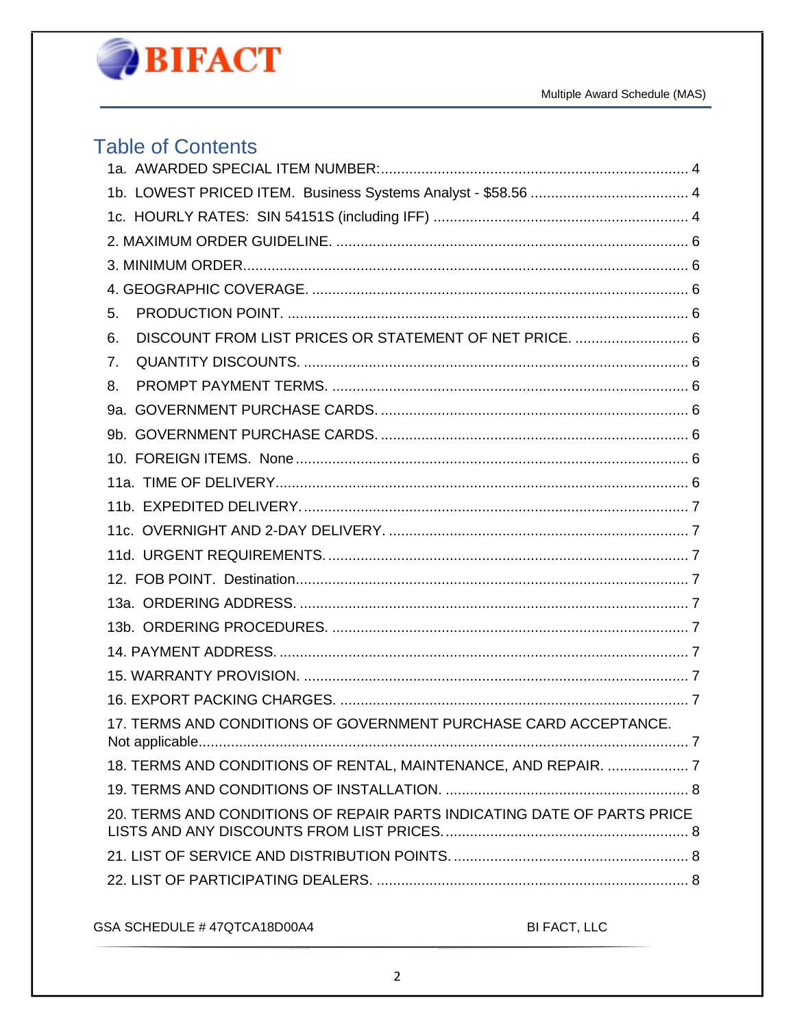# Table of Contents

1a. AWARDED SPECIAL ITEM NUMBER: ........................................................................ 4

1b. LOWEST PRICED ITEM. Business Systems Analyst - $58.56 ....................................... 4

1c. HOURLY RATES: SIN 54151S (including IFF) ............................................................... 4

2. MAXIMUM ORDER GUIDELINE. ...................................................................................... 6

3. MINIMUM ORDER.............................................................................................................. 6

4. GEOGRAPHIC COVERAGE. ............................................................................................ 6

5. PRODUCTION POINT. ....................................................................................................... 6

6. DISCOUNT FROM LIST PRICES OR STATEMENT OF NET PRICE. ............................ 6

7. QUANTITY DISCOUNTS. ................................................................................................. 6

8. PROMPT PAYMENT TERMS. ........................................................................................... 6

9a. GOVERNMENT PURCHASE CARDS. ........................................................................... 6

9b. GOVERNMENT PURCHASE CARDS. ........................................................................... 6

10. FOREIGN ITEMS. None ................................................................................................ 6

11a. TIME OF DELIVERY..................................................................................................... 6

11b. EXPEDITED DELIVERY. ............................................................................................. 7

11c. OVERNIGHT AND 2-DAY DELIVERY. ......................................................................... 7

11d. URGENT REQUIREMENTS. ........................................................................................ 7

12. FOB POINT. Destination................................................................................................ 7

13a. ORDERING ADDRESS. ............................................................................................... 7

13b. ORDERING PROCEDURES. ....................................................................................... 7

14. PAYMENT ADDRESS. .................................................................................................... 7

15. WARRANTY PROVISION. ............................................................................................... 7

16. EXPORT PACKING CHARGES. ..................................................................................... 7

17. TERMS AND CONDITIONS OF GOVERNMENT PURCHASE CARD ACCEPTANCE. Not applicable.......................................................................................................................... 7

18. TERMS AND CONDITIONS OF RENTAL, MAINTENANCE, AND REPAIR. .................... 7

19. TERMS AND CONDITIONS OF INSTALLATION. ............................................................ 8

20. TERMS AND CONDITIONS OF REPAIR PARTS INDICATING DATE OF PARTS PRICE LISTS AND ANY DISCOUNTS FROM LIST PRICES............................................................ 8

21. LIST OF SERVICE AND DISTRIBUTION POINTS. .......................................................... 8

22. LIST OF PARTICIPATING DEALERS. ............................................................................. 8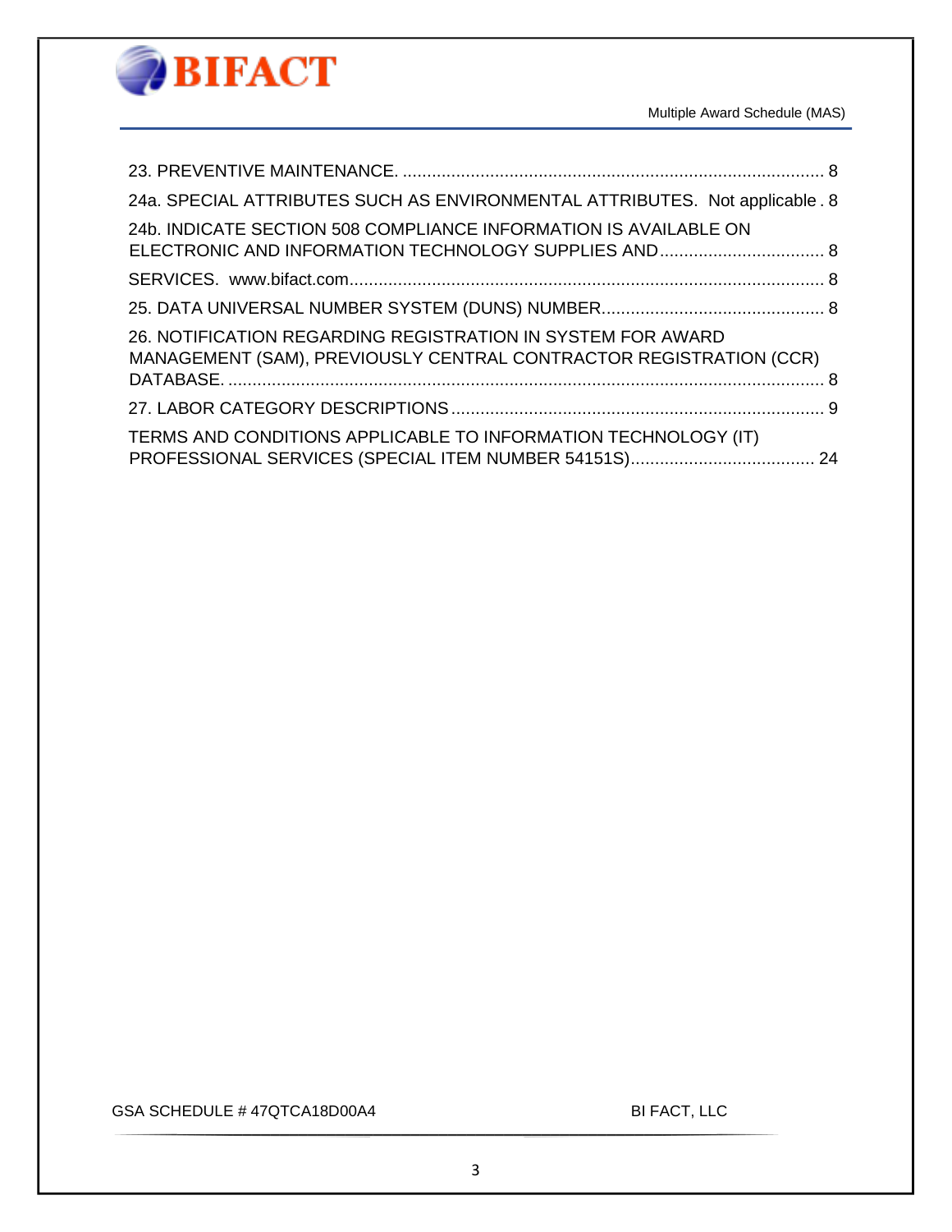23. PREVENTIVE MAINTENANCE. ........................................................................................ 8

24a. SPECIAL ATTRIBUTES SUCH AS ENVIRONMENTAL ATTRIBUTES. Not applicable . 8

24b. INDICATE SECTION 508 COMPLIANCE INFORMATION IS AVAILABLE ON ELECTRONIC AND INFORMATION TECHNOLOGY SUPPLIES AND.................................. 8

SERVICES. www.bifact.com................................................................................................... 8

25. DATA UNIVERSAL NUMBER SYSTEM (DUNS) NUMBER.............................................. 8

26. NOTIFICATION REGARDING REGISTRATION IN SYSTEM FOR AWARD MANAGEMENT (SAM), PREVIOUSLY CENTRAL CONTRACTOR REGISTRATION (CCR) DATABASE. ........................................................................................................................... 8

27. LABOR CATEGORY DESCRIPTIONS.............................................................................. 9

TERMS AND CONDITIONS APPLICABLE TO INFORMATION TECHNOLOGY (IT) PROFESSIONAL SERVICES (SPECIAL ITEM NUMBER 54151S)...................................... 24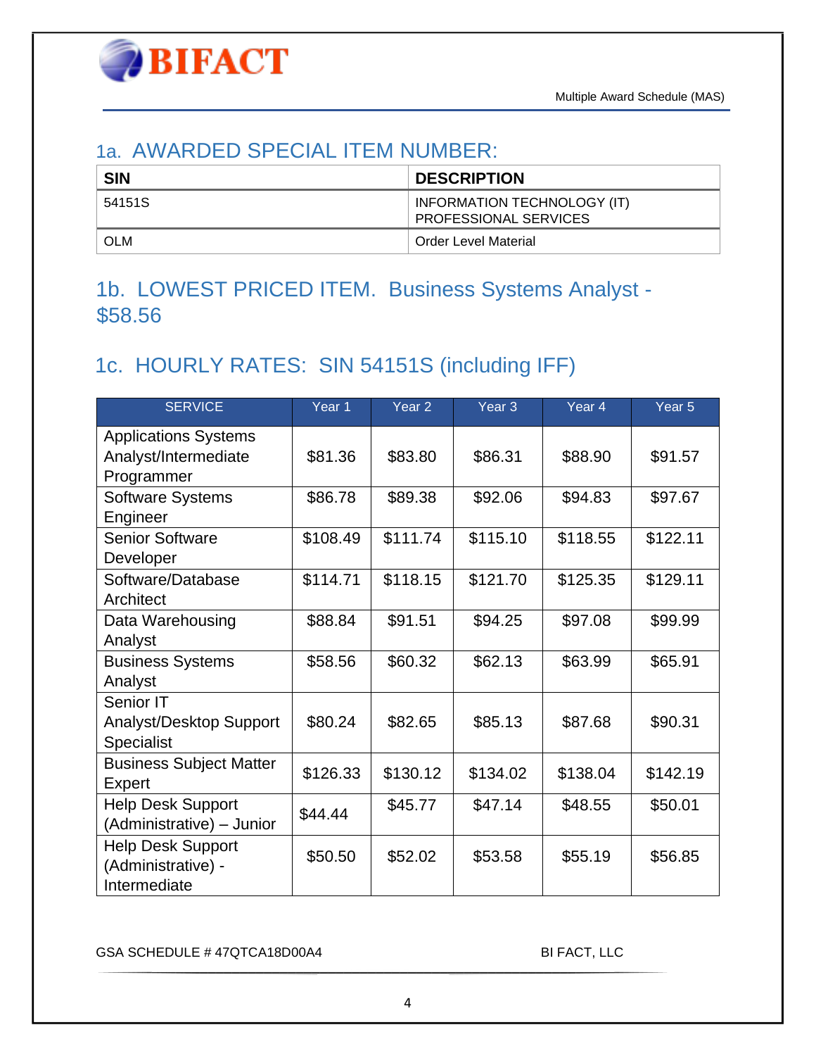## 1a. AWARDED SPECIAL ITEM NUMBER:

| SIN | DESCRIPTION |
|---|---|
| 54151S | INFORMATION TECHNOLOGY (IT) PROFESSIONAL SERVICES |
| OLM | Order Level Material |

## 1b. LOWEST PRICED ITEM. Business Systems Analyst - $58.56

## 1c. HOURLY RATES: SIN 54151S (including IFF)

| SERVICE | Year 1 | Year 2 | Year 3 | Year 4 | Year 5 |
|---|---|---|---|---|---|
| Applications Systems Analyst/Intermediate Programmer | $81.36 | $83.80 | $86.31 | $88.90 | $91.57 |
| Software Systems Engineer | $86.78 | $89.38 | $92.06 | $94.83 | $97.67 |
| Senior Software Developer | $108.49 | $111.74 | $115.10 | $118.55 | $122.11 |
| Software/Database Architect | $114.71 | $118.15 | $121.70 | $125.35 | $129.11 |
| Data Warehousing Analyst | $88.84 | $91.51 | $94.25 | $97.08 | $99.99 |
| Business Systems Analyst | $58.56 | $60.32 | $62.13 | $63.99 | $65.91 |
| Senior IT Analyst/Desktop Support Specialist | $80.24 | $82.65 | $85.13 | $87.68 | $90.31 |
| Business Subject Matter Expert | $126.33 | $130.12 | $134.02 | $138.04 | $142.19 |
| Help Desk Support (Administrative) – Junior | $44.44 | $45.77 | $47.14 | $48.55 | $50.01 |
| Help Desk Support (Administrative) - Intermediate | $50.50 | $52.02 | $53.58 | $55.19 | $56.85 |

GSA SCHEDULE # 47QTCA18D00A4 BI FACT, LLC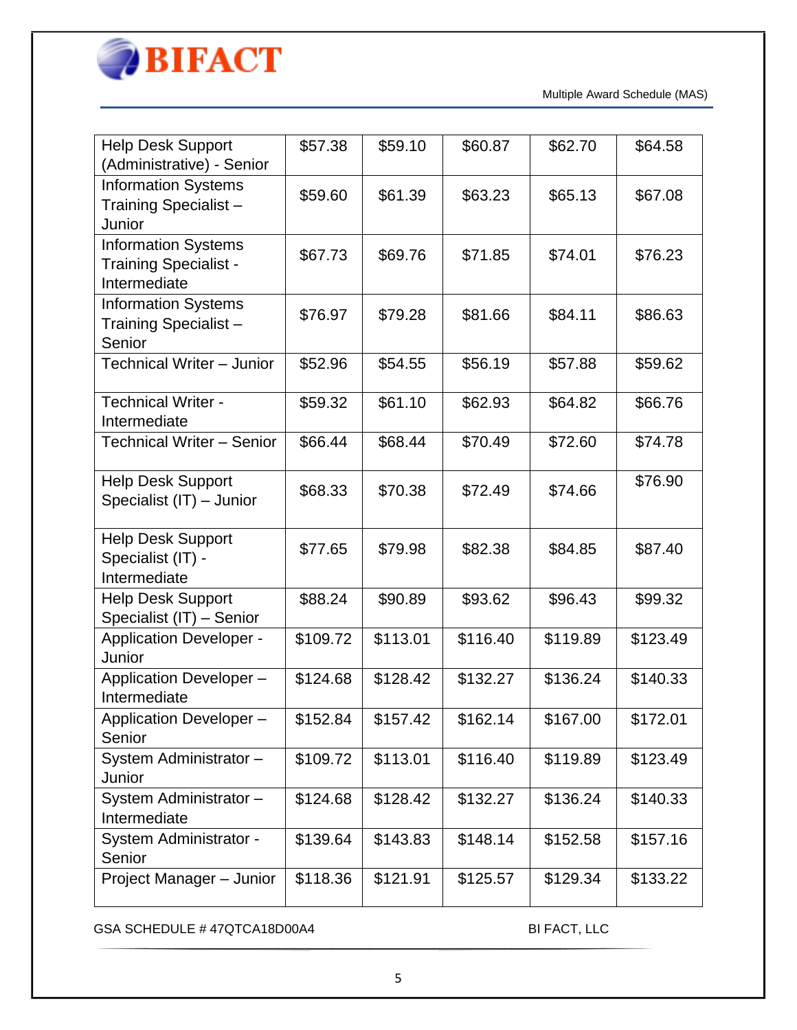| | | | | | |
|---|---|---|---|---|---|
| Help Desk Support (Administrative) - Senior | $57.38 | $59.10 | $60.87 | $62.70 | $64.58 |
| Information Systems Training Specialist – Junior | $59.60 | $61.39 | $63.23 | $65.13 | $67.08 |
| Information Systems Training Specialist - Intermediate | $67.73 | $69.76 | $71.85 | $74.01 | $76.23 |
| Information Systems Training Specialist – Senior | $76.97 | $79.28 | $81.66 | $84.11 | $86.63 |
| Technical Writer – Junior | $52.96 | $54.55 | $56.19 | $57.88 | $59.62 |
| Technical Writer - Intermediate | $59.32 | $61.10 | $62.93 | $64.82 | $66.76 |
| Technical Writer – Senior | $66.44 | $68.44 | $70.49 | $72.60 | $74.78 |
| Help Desk Support Specialist (IT) – Junior | $68.33 | $70.38 | $72.49 | $74.66 | $76.90 |
| Help Desk Support Specialist (IT) - Intermediate | $77.65 | $79.98 | $82.38 | $84.85 | $87.40 |
| Help Desk Support Specialist (IT) – Senior | $88.24 | $90.89 | $93.62 | $96.43 | $99.32 |
| Application Developer - Junior | $109.72 | $113.01 | $116.40 | $119.89 | $123.49 |
| Application Developer – Intermediate | $124.68 | $128.42 | $132.27 | $136.24 | $140.33 |
| Application Developer – Senior | $152.84 | $157.42 | $162.14 | $167.00 | $172.01 |
| System Administrator – Junior | $109.72 | $113.01 | $116.40 | $119.89 | $123.49 |
| System Administrator – Intermediate | $124.68 | $128.42 | $132.27 | $136.24 | $140.33 |
| System Administrator - Senior | $139.64 | $143.83 | $148.14 | $152.58 | $157.16 |
| Project Manager – Junior | $118.36 | $121.91 | $125.57 | $129.34 | $133.22 |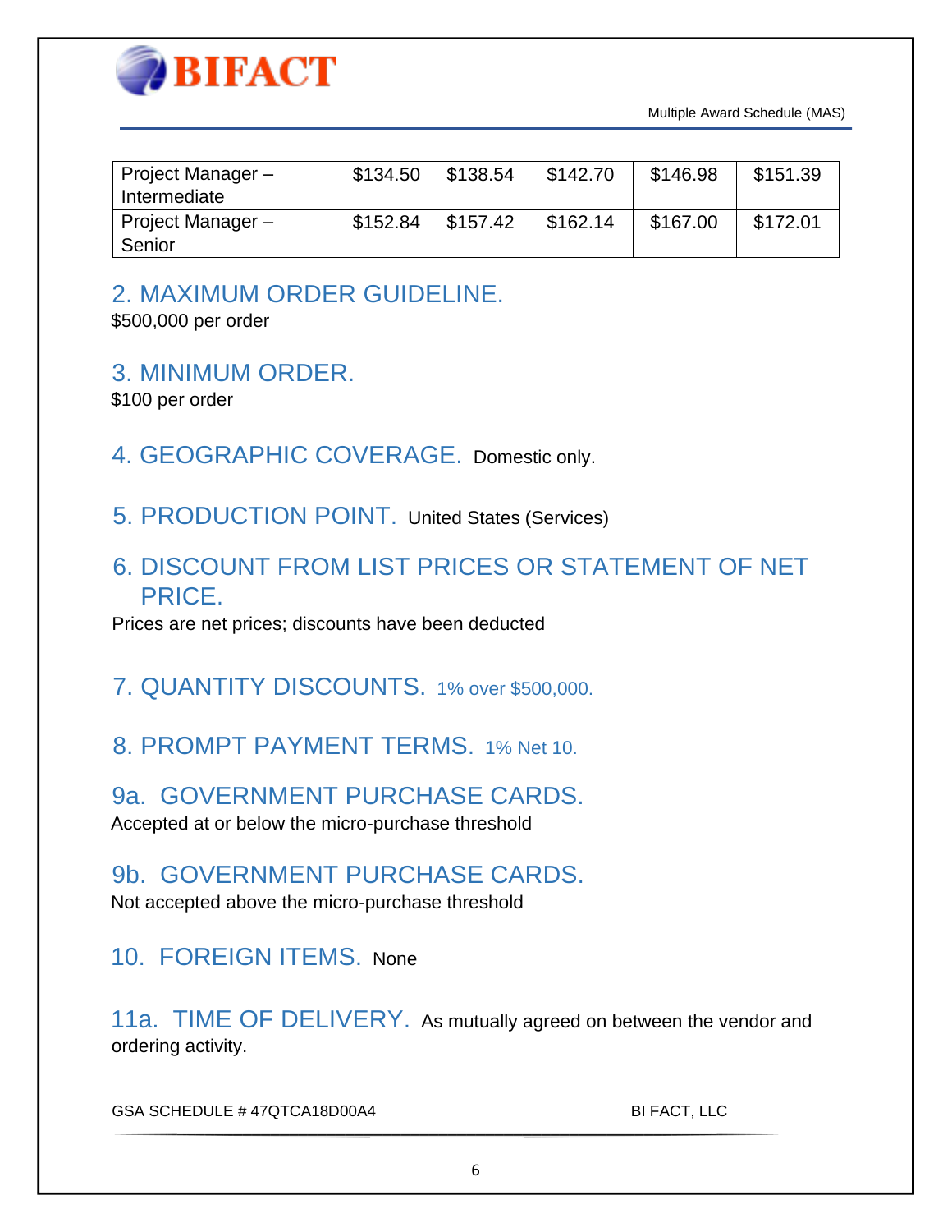| Project Manager – Intermediate | $134.50 | $138.54 | $142.70 | $146.98 | $151.39 |
|---|---|---|---|---|---|
| Project Manager – Senior | $152.84 | $157.42 | $162.14 | $167.00 | $172.01 |

## 2. MAXIMUM ORDER GUIDELINE.

$500,000 per order

## 3. MINIMUM ORDER.

$100 per order

## 4. GEOGRAPHIC COVERAGE.

Domestic only.

## 5. PRODUCTION POINT.

United States (Services)

## 6. DISCOUNT FROM LIST PRICES OR STATEMENT OF NET PRICE.

Prices are net prices; discounts have been deducted

## 7. QUANTITY DISCOUNTS.

1% over $500,000.

## 8. PROMPT PAYMENT TERMS.

1% Net 10.

## 9a. GOVERNMENT PURCHASE CARDS.

Accepted at or below the micro-purchase threshold

## 9b. GOVERNMENT PURCHASE CARDS.

Not accepted above the micro-purchase threshold

## 10. FOREIGN ITEMS.

None

## 11a. TIME OF DELIVERY.

As mutually agreed on between the vendor and ordering activity.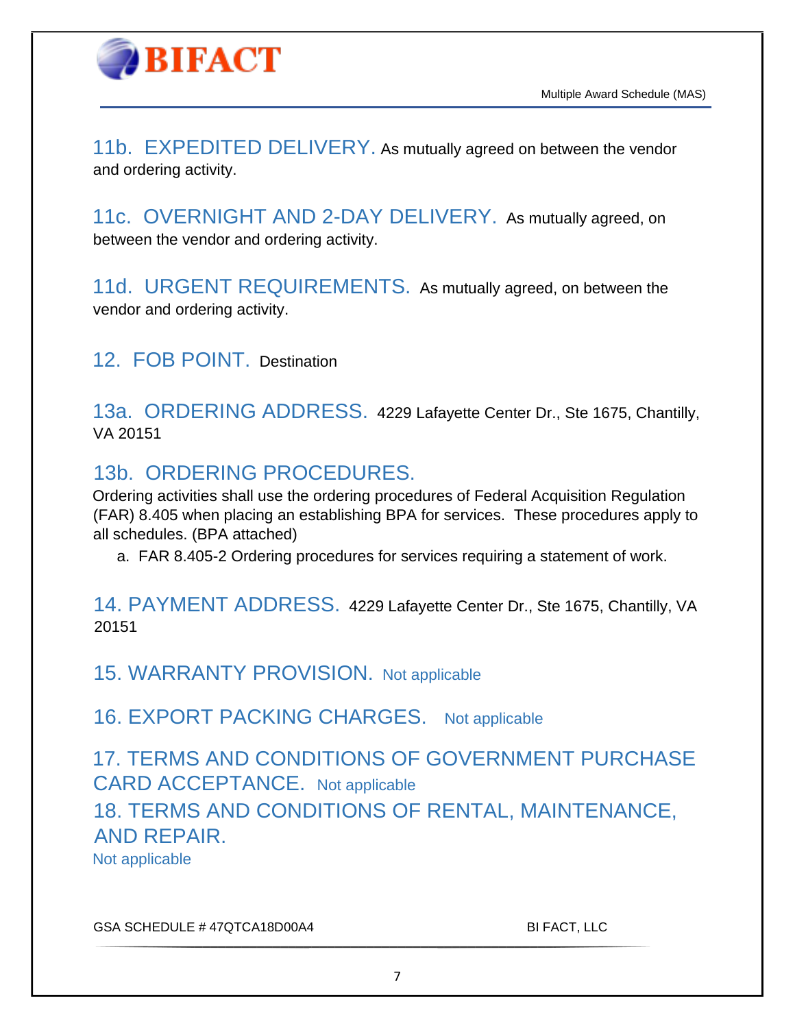## 11b. EXPEDITED DELIVERY.

As mutually agreed on between the vendor and ordering activity.

## 11c. OVERNIGHT AND 2-DAY DELIVERY.

As mutually agreed, on between the vendor and ordering activity.

## 11d. URGENT REQUIREMENTS.

As mutually agreed, on between the vendor and ordering activity.

## 12. FOB POINT.

Destination

## 13a. ORDERING ADDRESS.

4229 Lafayette Center Dr., Ste 1675, Chantilly, VA 20151

## 13b. ORDERING PROCEDURES.

Ordering activities shall use the ordering procedures of Federal Acquisition Regulation (FAR) 8.405 when placing an establishing BPA for services. These procedures apply to all schedules. (BPA attached)

a. FAR 8.405-2 Ordering procedures for services requiring a statement of work.

## 14. PAYMENT ADDRESS.

4229 Lafayette Center Dr., Ste 1675, Chantilly, VA 20151

## 15. WARRANTY PROVISION.

Not applicable

## 16. EXPORT PACKING CHARGES.

Not applicable

## 17. TERMS AND CONDITIONS OF GOVERNMENT PURCHASE CARD ACCEPTANCE.

Not applicable

## 18. TERMS AND CONDITIONS OF RENTAL, MAINTENANCE, AND REPAIR.

Not applicable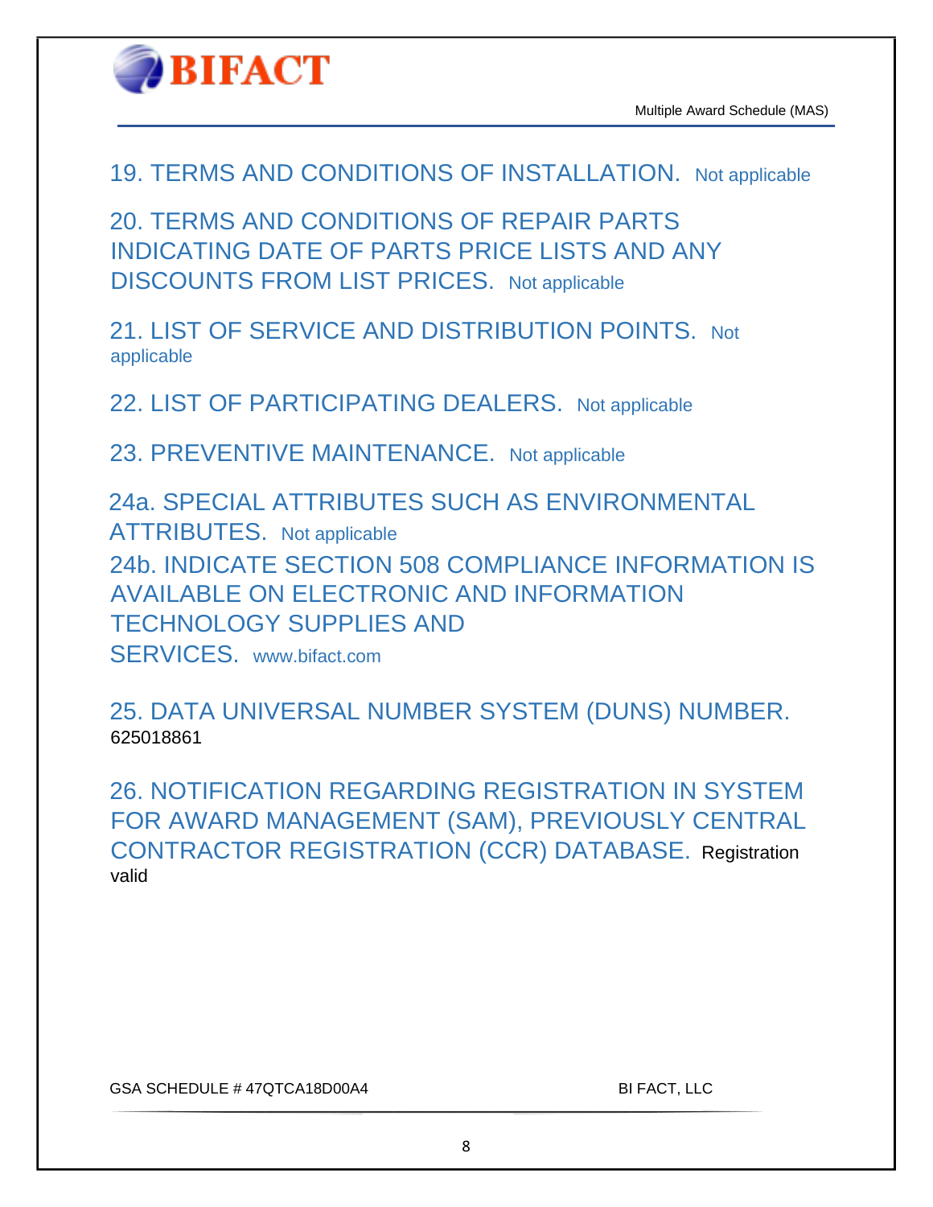## 19. TERMS AND CONDITIONS OF INSTALLATION.

Not applicable

## 20. TERMS AND CONDITIONS OF REPAIR PARTS INDICATING DATE OF PARTS PRICE LISTS AND ANY DISCOUNTS FROM LIST PRICES.

Not applicable

## 21. LIST OF SERVICE AND DISTRIBUTION POINTS.

Not applicable

## 22. LIST OF PARTICIPATING DEALERS.

Not applicable

## 23. PREVENTIVE MAINTENANCE.

Not applicable

## 24a. SPECIAL ATTRIBUTES SUCH AS ENVIRONMENTAL ATTRIBUTES.

Not applicable

## 24b. INDICATE SECTION 508 COMPLIANCE INFORMATION IS AVAILABLE ON ELECTRONIC AND INFORMATION TECHNOLOGY SUPPLIES AND SERVICES.

www.bifact.com

## 25. DATA UNIVERSAL NUMBER SYSTEM (DUNS) NUMBER.

625018861

## 26. NOTIFICATION REGARDING REGISTRATION IN SYSTEM FOR AWARD MANAGEMENT (SAM), PREVIOUSLY CENTRAL CONTRACTOR REGISTRATION (CCR) DATABASE.

Registration valid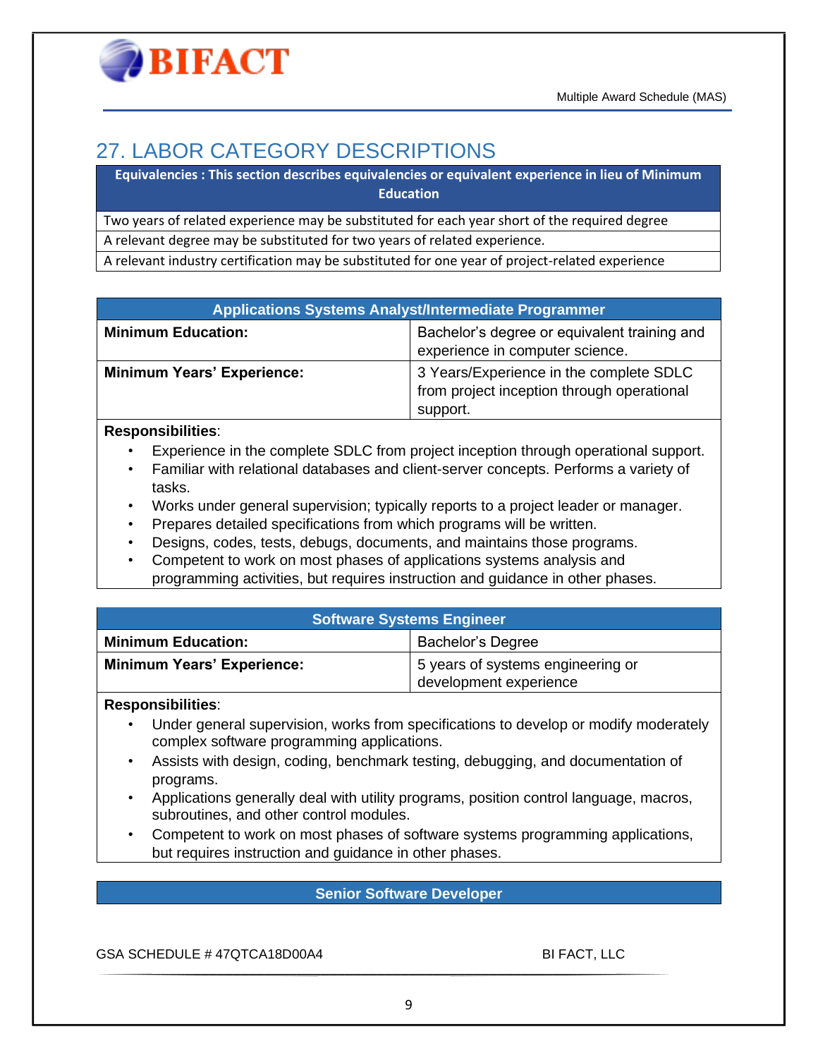# 27. LABOR CATEGORY DESCRIPTIONS

| Equivalencies : This section describes equivalencies or equivalent experience in lieu of Minimum Education |
|---|
| Two years of related experience may be substituted for each year short of the required degree |
| A relevant degree may be substituted for two years of related experience. |
| A relevant industry certification may be substituted for one year of project-related experience |

| Applications Systems Analyst/Intermediate Programmer | |
|---|---|
| **Minimum Education:** | Bachelor's degree or equivalent training and experience in computer science. |
| **Minimum Years' Experience:** | 3 Years/Experience in the complete SDLC from project inception through operational support. |

**Responsibilities**:

- Experience in the complete SDLC from project inception through operational support.
- Familiar with relational databases and client-server concepts. Performs a variety of tasks.
- Works under general supervision; typically reports to a project leader or manager.
- Prepares detailed specifications from which programs will be written.
- Designs, codes, tests, debugs, documents, and maintains those programs.
- Competent to work on most phases of applications systems analysis and programming activities, but requires instruction and guidance in other phases.

| Software Systems Engineer | |
|---|---|
| **Minimum Education:** | Bachelor's Degree |
| **Minimum Years' Experience:** | 5 years of systems engineering or development experience |

**Responsibilities**:

- Under general supervision, works from specifications to develop or modify moderately complex software programming applications.
- Assists with design, coding, benchmark testing, debugging, and documentation of programs.
- Applications generally deal with utility programs, position control language, macros, subroutines, and other control modules.
- Competent to work on most phases of software systems programming applications, but requires instruction and guidance in other phases.

| Senior Software Developer |
|---|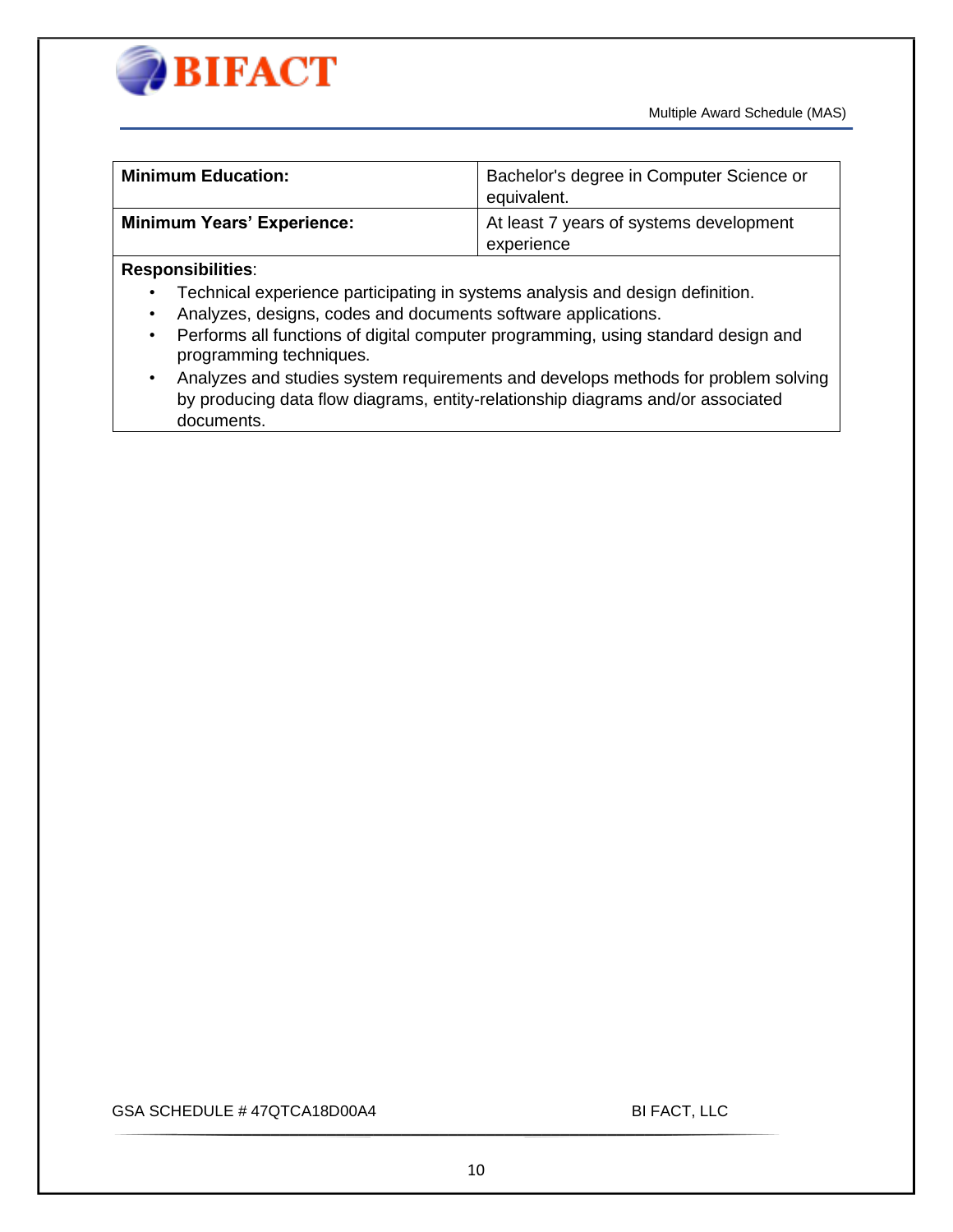| **Minimum Education:** | Bachelor's degree in Computer Science or equivalent. |
|---|---|
| **Minimum Years' Experience:** | At least 7 years of systems development experience |

**Responsibilities**:

- Technical experience participating in systems analysis and design definition.
- Analyzes, designs, codes and documents software applications.
- Performs all functions of digital computer programming, using standard design and programming techniques.
- Analyzes and studies system requirements and develops methods for problem solving by producing data flow diagrams, entity-relationship diagrams and/or associated documents.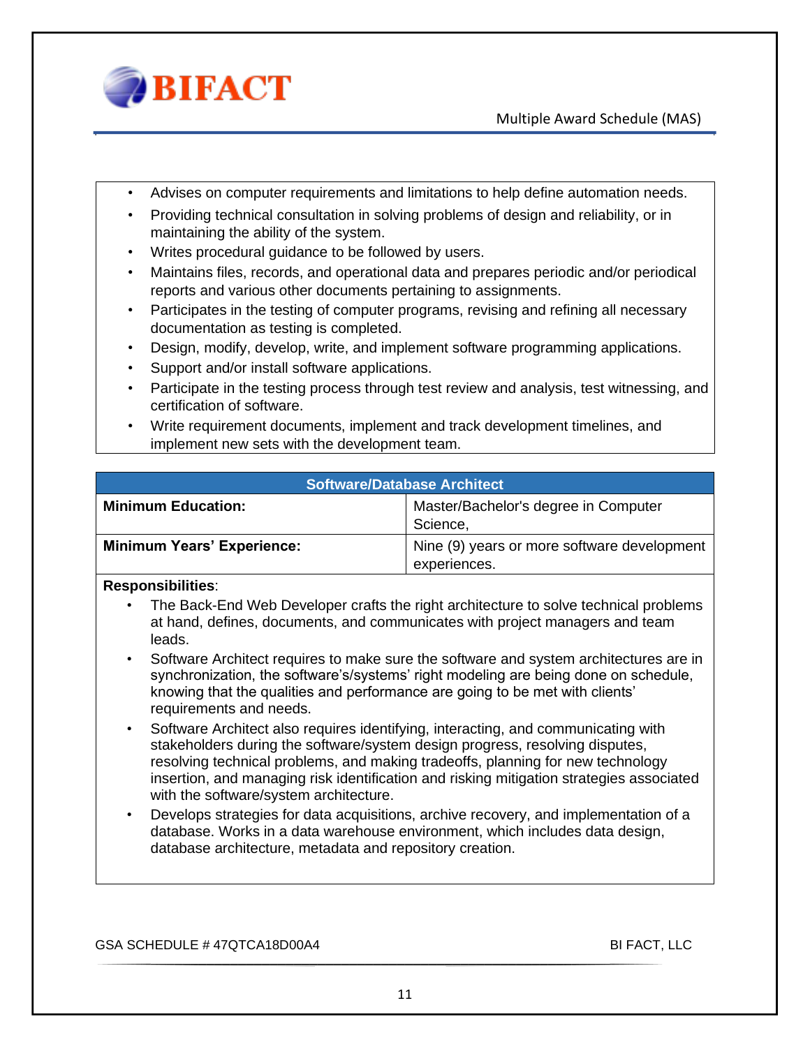- Advises on computer requirements and limitations to help define automation needs.
- Providing technical consultation in solving problems of design and reliability, or in maintaining the ability of the system.
- Writes procedural guidance to be followed by users.
- Maintains files, records, and operational data and prepares periodic and/or periodical reports and various other documents pertaining to assignments.
- Participates in the testing of computer programs, revising and refining all necessary documentation as testing is completed.
- Design, modify, develop, write, and implement software programming applications.
- Support and/or install software applications.
- Participate in the testing process through test review and analysis, test witnessing, and certification of software.
- Write requirement documents, implement and track development timelines, and implement new sets with the development team.

| Software/Database Architect | |
|---|---|
| **Minimum Education:** | Master/Bachelor's degree in Computer Science, |
| **Minimum Years' Experience:** | Nine (9) years or more software development experiences. |

**Responsibilities**:

- The Back-End Web Developer crafts the right architecture to solve technical problems at hand, defines, documents, and communicates with project managers and team leads.
- Software Architect requires to make sure the software and system architectures are in synchronization, the software's/systems' right modeling are being done on schedule, knowing that the qualities and performance are going to be met with clients' requirements and needs.
- Software Architect also requires identifying, interacting, and communicating with stakeholders during the software/system design progress, resolving disputes, resolving technical problems, and making tradeoffs, planning for new technology insertion, and managing risk identification and risking mitigation strategies associated with the software/system architecture.
- Develops strategies for data acquisitions, archive recovery, and implementation of a database. Works in a data warehouse environment, which includes data design, database architecture, metadata and repository creation.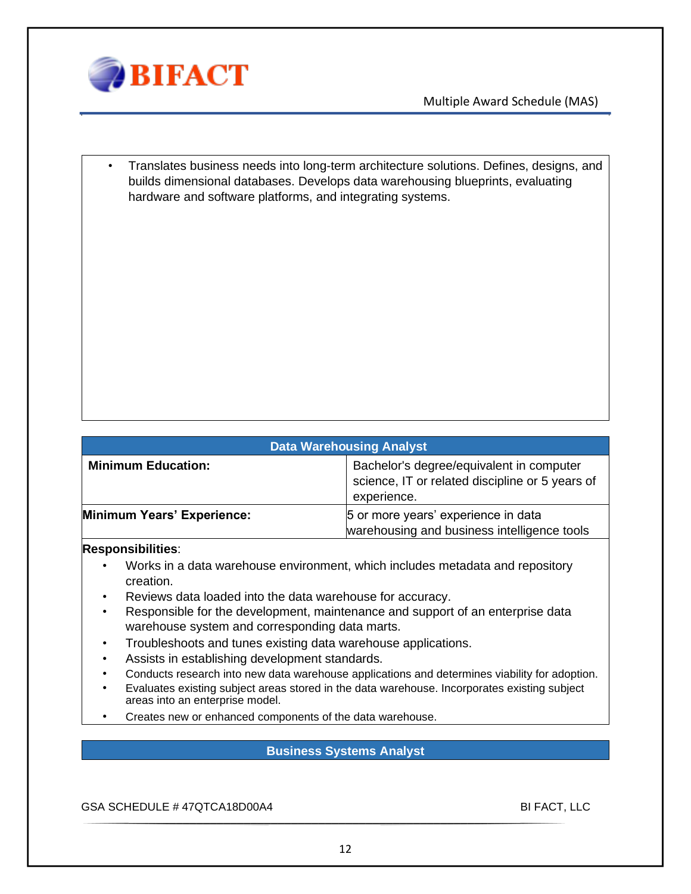- Translates business needs into long-term architecture solutions. Defines, designs, and builds dimensional databases. Develops data warehousing blueprints, evaluating hardware and software platforms, and integrating systems.

| Data Warehousing Analyst | |
|---|---|
| **Minimum Education:** | Bachelor's degree/equivalent in computer science, IT or related discipline or 5 years of experience. |
| **Minimum Years' Experience:** | 5 or more years' experience in data warehousing and business intelligence tools |

**Responsibilities**:

- Works in a data warehouse environment, which includes metadata and repository creation.
- Reviews data loaded into the data warehouse for accuracy.
- Responsible for the development, maintenance and support of an enterprise data warehouse system and corresponding data marts.
- Troubleshoots and tunes existing data warehouse applications.
- Assists in establishing development standards.
- Conducts research into new data warehouse applications and determines viability for adoption.
- Evaluates existing subject areas stored in the data warehouse. Incorporates existing subject areas into an enterprise model.
- Creates new or enhanced components of the data warehouse.

| Business Systems Analyst |
|---|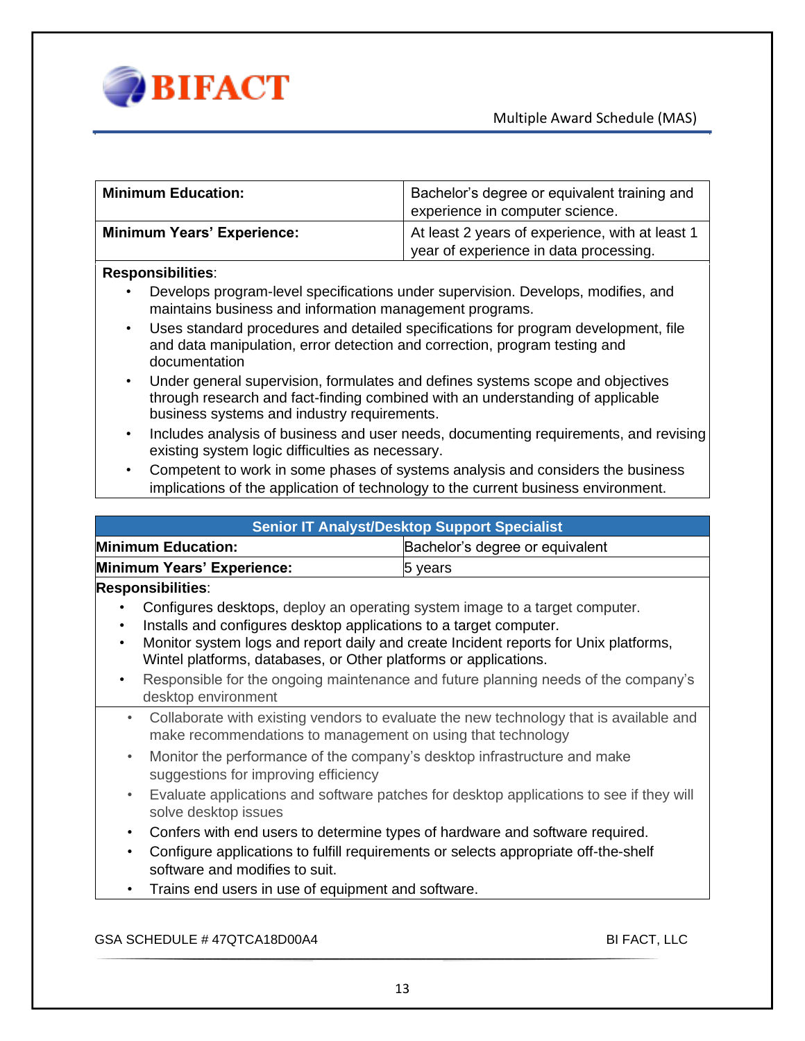| Minimum Education: | Bachelor's degree or equivalent training and experience in computer science. |
|---|---|
| **Minimum Years' Experience:** | At least 2 years of experience, with at least 1 year of experience in data processing. |

**Responsibilities**:

- Develops program-level specifications under supervision. Develops, modifies, and maintains business and information management programs.
- Uses standard procedures and detailed specifications for program development, file and data manipulation, error detection and correction, program testing and documentation
- Under general supervision, formulates and defines systems scope and objectives through research and fact-finding combined with an understanding of applicable business systems and industry requirements.
- Includes analysis of business and user needs, documenting requirements, and revising existing system logic difficulties as necessary.
- Competent to work in some phases of systems analysis and considers the business implications of the application of technology to the current business environment.

| Senior IT Analyst/Desktop Support Specialist | |
|---|---|
| **Minimum Education:** | Bachelor's degree or equivalent |
| **Minimum Years' Experience:** | 5 years |

**Responsibilities**:

- Configures desktops, deploy an operating system image to a target computer.
- Installs and configures desktop applications to a target computer.
- Monitor system logs and report daily and create Incident reports for Unix platforms, Wintel platforms, databases, or Other platforms or applications.
- Responsible for the ongoing maintenance and future planning needs of the company's desktop environment
- Collaborate with existing vendors to evaluate the new technology that is available and make recommendations to management on using that technology
- Monitor the performance of the company's desktop infrastructure and make suggestions for improving efficiency
- Evaluate applications and software patches for desktop applications to see if they will solve desktop issues
- Confers with end users to determine types of hardware and software required.
- Configure applications to fulfill requirements or selects appropriate off-the-shelf software and modifies to suit.
- Trains end users in use of equipment and software.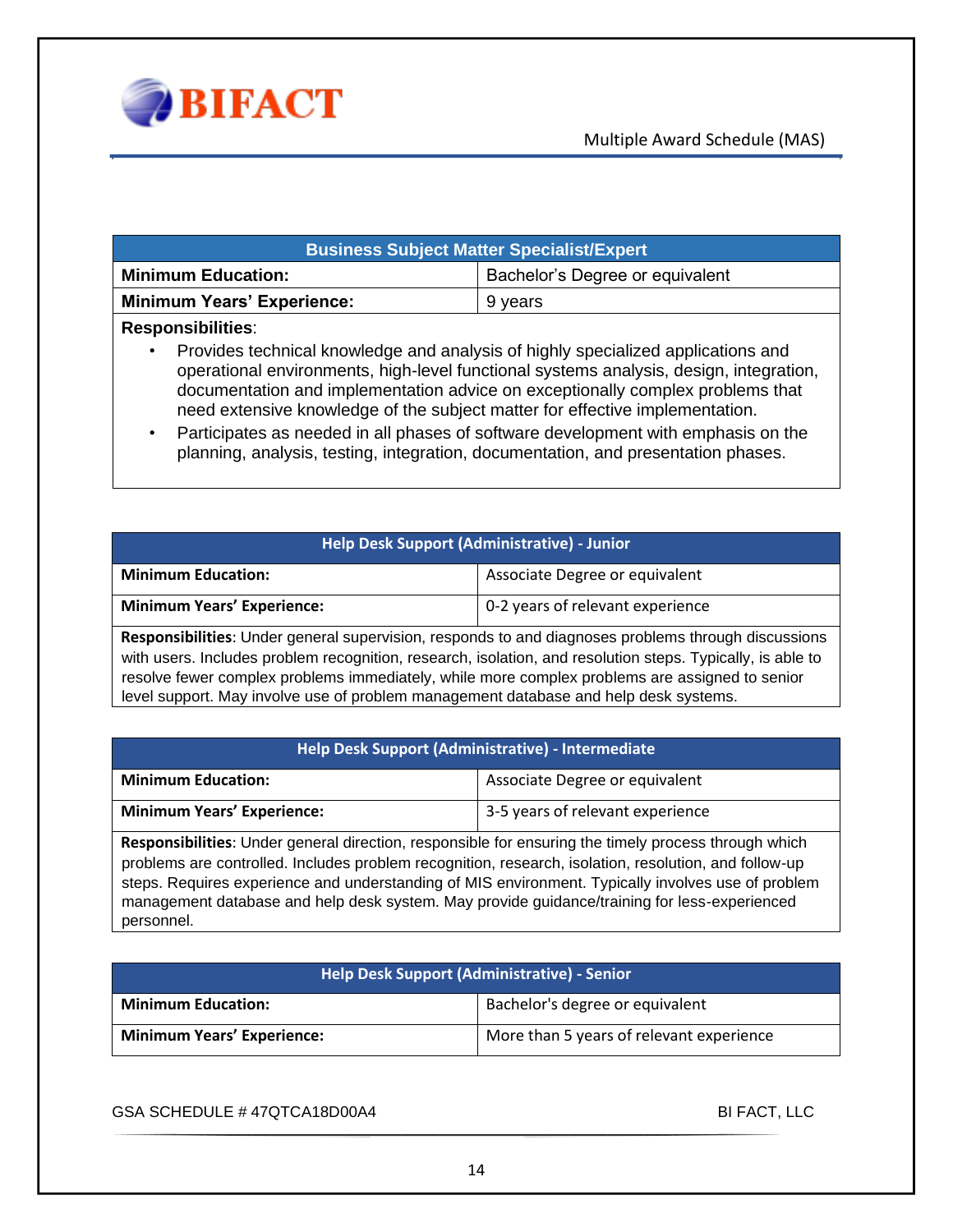| Business Subject Matter Specialist/Expert | |
|---|---|
| **Minimum Education:** | Bachelor's Degree or equivalent |
| **Minimum Years' Experience:** | 9 years |

**Responsibilities**:

- Provides technical knowledge and analysis of highly specialized applications and operational environments, high-level functional systems analysis, design, integration, documentation and implementation advice on exceptionally complex problems that need extensive knowledge of the subject matter for effective implementation.
- Participates as needed in all phases of software development with emphasis on the planning, analysis, testing, integration, documentation, and presentation phases.

| Help Desk Support (Administrative) - Junior | |
|---|---|
| **Minimum Education:** | Associate Degree or equivalent |
| **Minimum Years' Experience:** | 0-2 years of relevant experience |

**Responsibilities**: Under general supervision, responds to and diagnoses problems through discussions with users. Includes problem recognition, research, isolation, and resolution steps. Typically, is able to resolve fewer complex problems immediately, while more complex problems are assigned to senior level support. May involve use of problem management database and help desk systems.

| Help Desk Support (Administrative) - Intermediate | |
|---|---|
| **Minimum Education:** | Associate Degree or equivalent |
| **Minimum Years' Experience:** | 3-5 years of relevant experience |

**Responsibilities**: Under general direction, responsible for ensuring the timely process through which problems are controlled. Includes problem recognition, research, isolation, resolution, and follow-up steps. Requires experience and understanding of MIS environment. Typically involves use of problem management database and help desk system. May provide guidance/training for less-experienced personnel.

| Help Desk Support (Administrative) - Senior | |
|---|---|
| **Minimum Education:** | Bachelor's degree or equivalent |
| **Minimum Years' Experience:** | More than 5 years of relevant experience |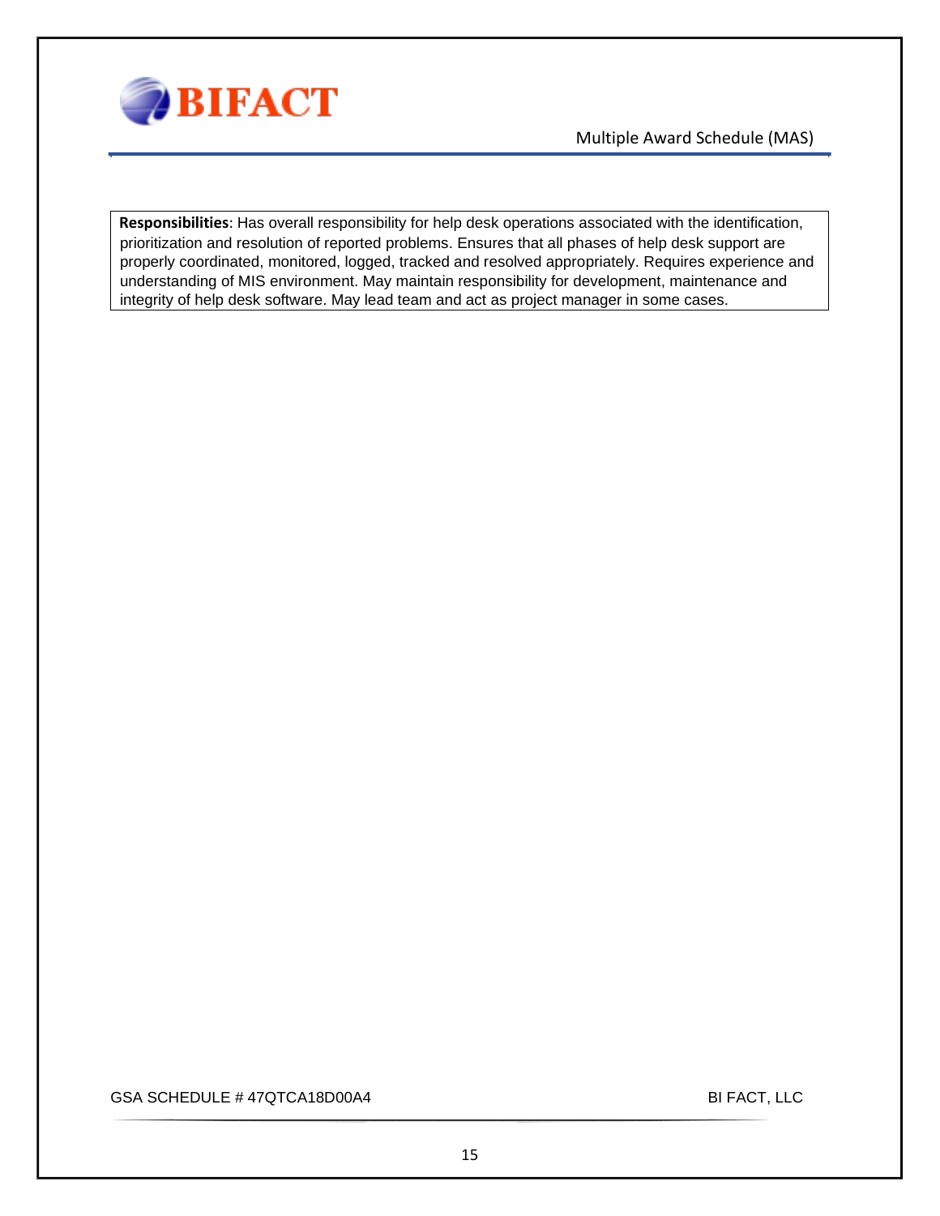**Responsibilities**: Has overall responsibility for help desk operations associated with the identification, prioritization and resolution of reported problems. Ensures that all phases of help desk support are properly coordinated, monitored, logged, tracked and resolved appropriately. Requires experience and understanding of MIS environment. May maintain responsibility for development, maintenance and integrity of help desk software. May lead team and act as project manager in some cases.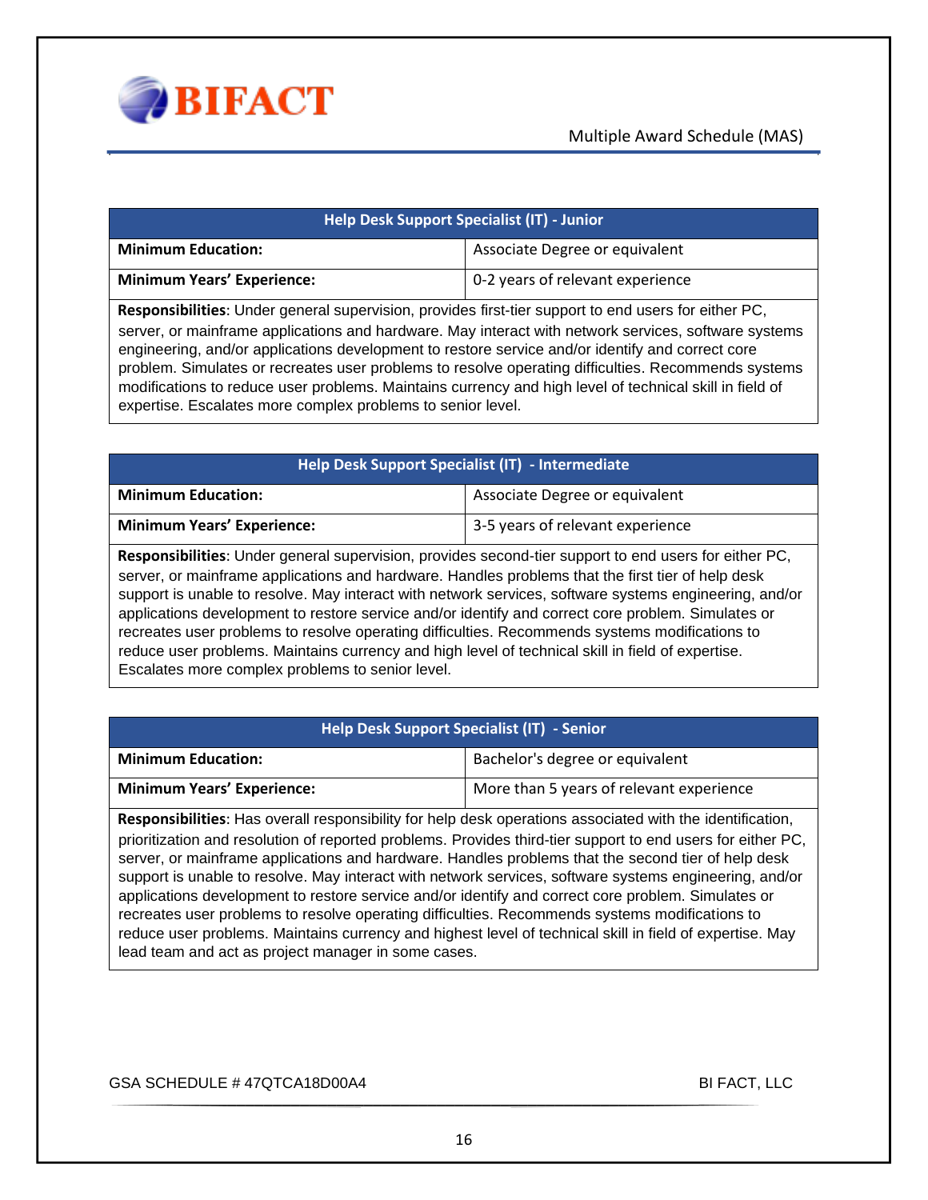| Help Desk Support Specialist (IT) - Junior | |
|---|---|
| **Minimum Education:** | Associate Degree or equivalent |
| **Minimum Years' Experience:** | 0-2 years of relevant experience |

**Responsibilities**: Under general supervision, provides first-tier support to end users for either PC, server, or mainframe applications and hardware. May interact with network services, software systems engineering, and/or applications development to restore service and/or identify and correct core problem. Simulates or recreates user problems to resolve operating difficulties. Recommends systems modifications to reduce user problems. Maintains currency and high level of technical skill in field of expertise. Escalates more complex problems to senior level.

| Help Desk Support Specialist (IT) - Intermediate | |
|---|---|
| **Minimum Education:** | Associate Degree or equivalent |
| **Minimum Years' Experience:** | 3-5 years of relevant experience |

**Responsibilities**: Under general supervision, provides second-tier support to end users for either PC, server, or mainframe applications and hardware. Handles problems that the first tier of help desk support is unable to resolve. May interact with network services, software systems engineering, and/or applications development to restore service and/or identify and correct core problem. Simulates or recreates user problems to resolve operating difficulties. Recommends systems modifications to reduce user problems. Maintains currency and high level of technical skill in field of expertise. Escalates more complex problems to senior level.

| Help Desk Support Specialist (IT) - Senior | |
|---|---|
| **Minimum Education:** | Bachelor's degree or equivalent |
| **Minimum Years' Experience:** | More than 5 years of relevant experience |

**Responsibilities**: Has overall responsibility for help desk operations associated with the identification, prioritization and resolution of reported problems. Provides third-tier support to end users for either PC, server, or mainframe applications and hardware. Handles problems that the second tier of help desk support is unable to resolve. May interact with network services, software systems engineering, and/or applications development to restore service and/or identify and correct core problem. Simulates or recreates user problems to resolve operating difficulties. Recommends systems modifications to reduce user problems. Maintains currency and highest level of technical skill in field of expertise. May lead team and act as project manager in some cases.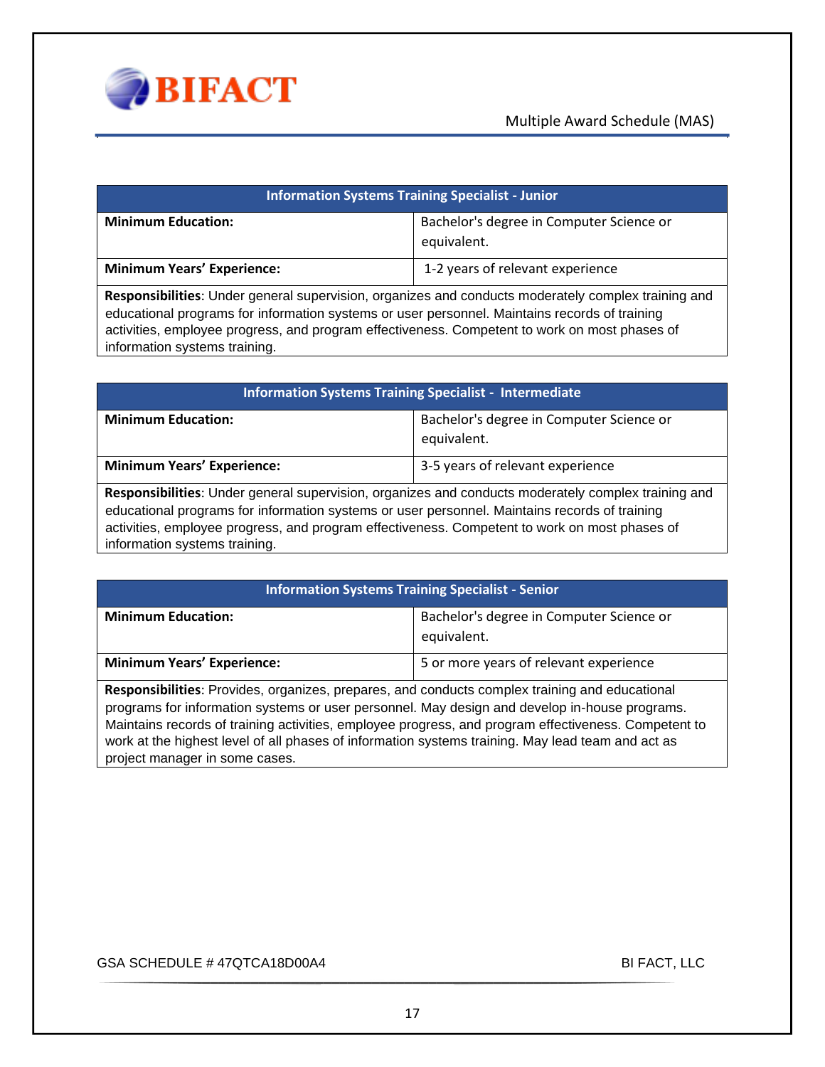| Information Systems Training Specialist - Junior | |
|---|---|
| **Minimum Education:** | Bachelor's degree in Computer Science or equivalent. |
| **Minimum Years' Experience:** | 1-2 years of relevant experience |
| **Responsibilities**: Under general supervision, organizes and conducts moderately complex training and educational programs for information systems or user personnel. Maintains records of training activities, employee progress, and program effectiveness. Competent to work on most phases of information systems training. | |

| Information Systems Training Specialist - Intermediate | |
|---|---|
| **Minimum Education:** | Bachelor's degree in Computer Science or equivalent. |
| **Minimum Years' Experience:** | 3-5 years of relevant experience |
| **Responsibilities**: Under general supervision, organizes and conducts moderately complex training and educational programs for information systems or user personnel. Maintains records of training activities, employee progress, and program effectiveness. Competent to work on most phases of information systems training. | |

| Information Systems Training Specialist - Senior | |
|---|---|
| **Minimum Education:** | Bachelor's degree in Computer Science or equivalent. |
| **Minimum Years' Experience:** | 5 or more years of relevant experience |
| **Responsibilities**: Provides, organizes, prepares, and conducts complex training and educational programs for information systems or user personnel. May design and develop in-house programs. Maintains records of training activities, employee progress, and program effectiveness. Competent to work at the highest level of all phases of information systems training. May lead team and act as project manager in some cases. | |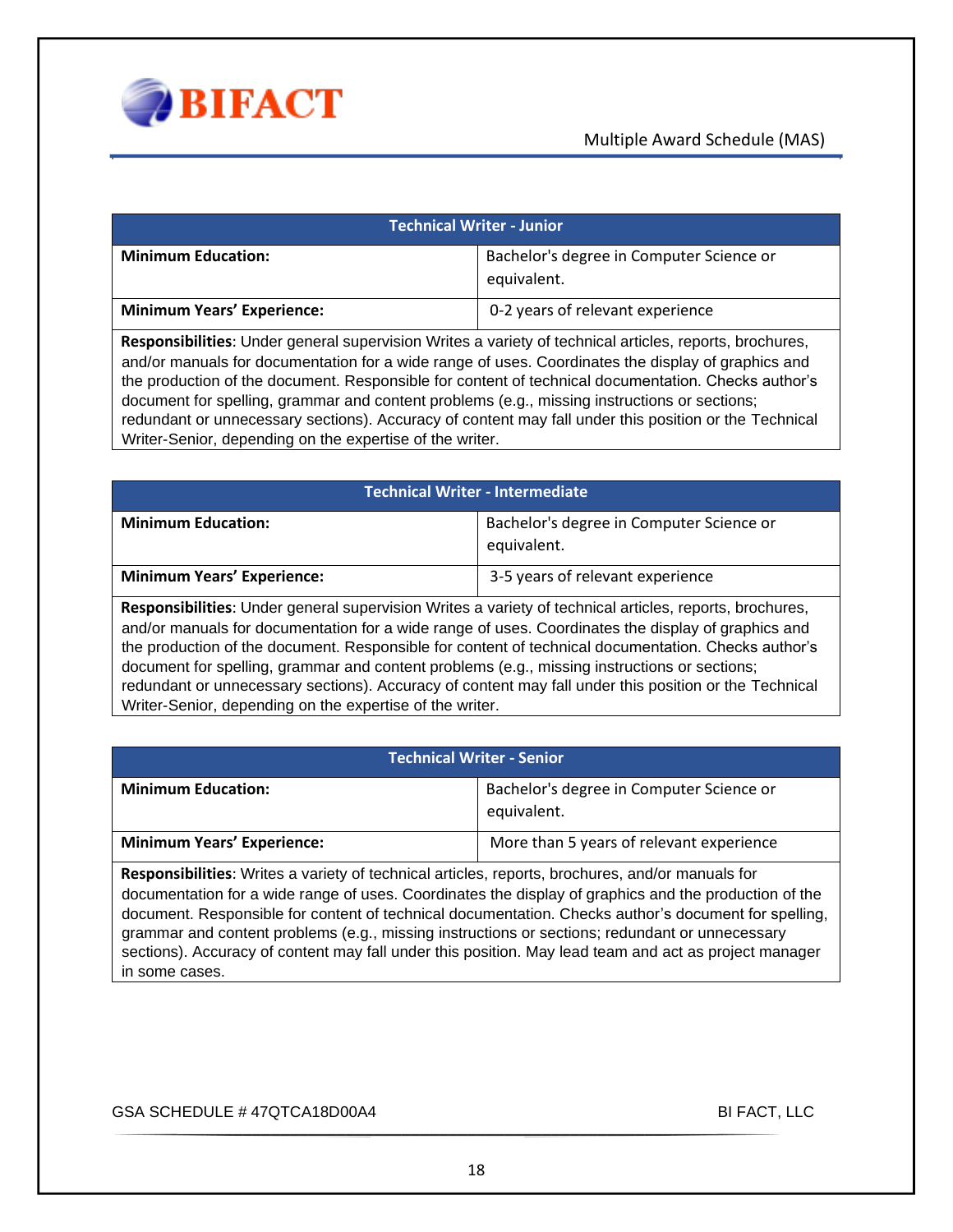| Technical Writer - Junior | |
|---|---|
| **Minimum Education:** | Bachelor's degree in Computer Science or equivalent. |
| **Minimum Years' Experience:** | 0-2 years of relevant experience |

**Responsibilities**: Under general supervision Writes a variety of technical articles, reports, brochures, and/or manuals for documentation for a wide range of uses. Coordinates the display of graphics and the production of the document. Responsible for content of technical documentation. Checks author's document for spelling, grammar and content problems (e.g., missing instructions or sections; redundant or unnecessary sections). Accuracy of content may fall under this position or the Technical Writer-Senior, depending on the expertise of the writer.

| Technical Writer - Intermediate | |
|---|---|
| **Minimum Education:** | Bachelor's degree in Computer Science or equivalent. |
| **Minimum Years' Experience:** | 3-5 years of relevant experience |

**Responsibilities**: Under general supervision Writes a variety of technical articles, reports, brochures, and/or manuals for documentation for a wide range of uses. Coordinates the display of graphics and the production of the document. Responsible for content of technical documentation. Checks author's document for spelling, grammar and content problems (e.g., missing instructions or sections; redundant or unnecessary sections). Accuracy of content may fall under this position or the Technical Writer-Senior, depending on the expertise of the writer.

| Technical Writer - Senior | |
|---|---|
| **Minimum Education:** | Bachelor's degree in Computer Science or equivalent. |
| **Minimum Years' Experience:** | More than 5 years of relevant experience |

**Responsibilities**: Writes a variety of technical articles, reports, brochures, and/or manuals for documentation for a wide range of uses. Coordinates the display of graphics and the production of the document. Responsible for content of technical documentation. Checks author's document for spelling, grammar and content problems (e.g., missing instructions or sections; redundant or unnecessary sections). Accuracy of content may fall under this position. May lead team and act as project manager in some cases.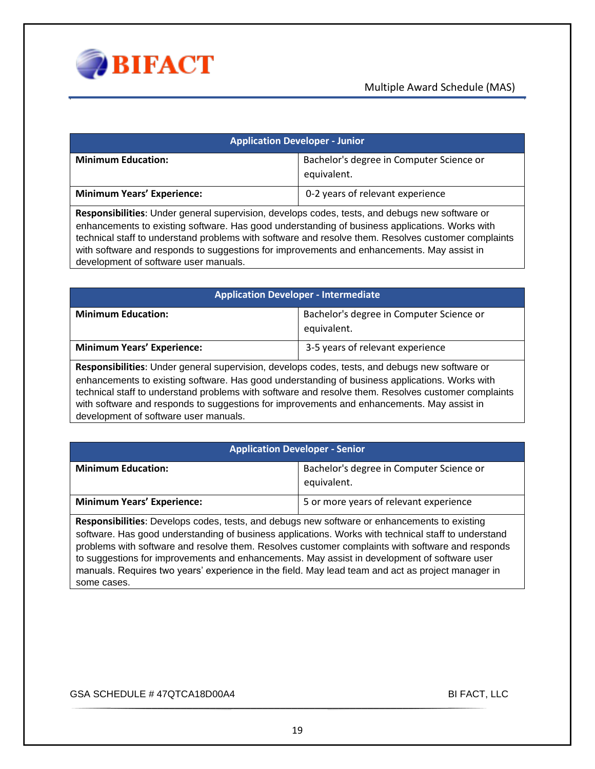| Application Developer - Junior | |
|---|---|
| **Minimum Education:** | Bachelor's degree in Computer Science or equivalent. |
| **Minimum Years' Experience:** | 0-2 years of relevant experience |
| **Responsibilities**: Under general supervision, develops codes, tests, and debugs new software or enhancements to existing software. Has good understanding of business applications. Works with technical staff to understand problems with software and resolve them. Resolves customer complaints with software and responds to suggestions for improvements and enhancements. May assist in development of software user manuals. | |

| Application Developer - Intermediate | |
|---|---|
| **Minimum Education:** | Bachelor's degree in Computer Science or equivalent. |
| **Minimum Years' Experience:** | 3-5 years of relevant experience |
| **Responsibilities**: Under general supervision, develops codes, tests, and debugs new software or enhancements to existing software. Has good understanding of business applications. Works with technical staff to understand problems with software and resolve them. Resolves customer complaints with software and responds to suggestions for improvements and enhancements. May assist in development of software user manuals. | |

| Application Developer - Senior | |
|---|---|
| **Minimum Education:** | Bachelor's degree in Computer Science or equivalent. |
| **Minimum Years' Experience:** | 5 or more years of relevant experience |
| **Responsibilities**: Develops codes, tests, and debugs new software or enhancements to existing software. Has good understanding of business applications. Works with technical staff to understand problems with software and resolve them. Resolves customer complaints with software and responds to suggestions for improvements and enhancements. May assist in development of software user manuals. Requires two years' experience in the field. May lead team and act as project manager in some cases. | |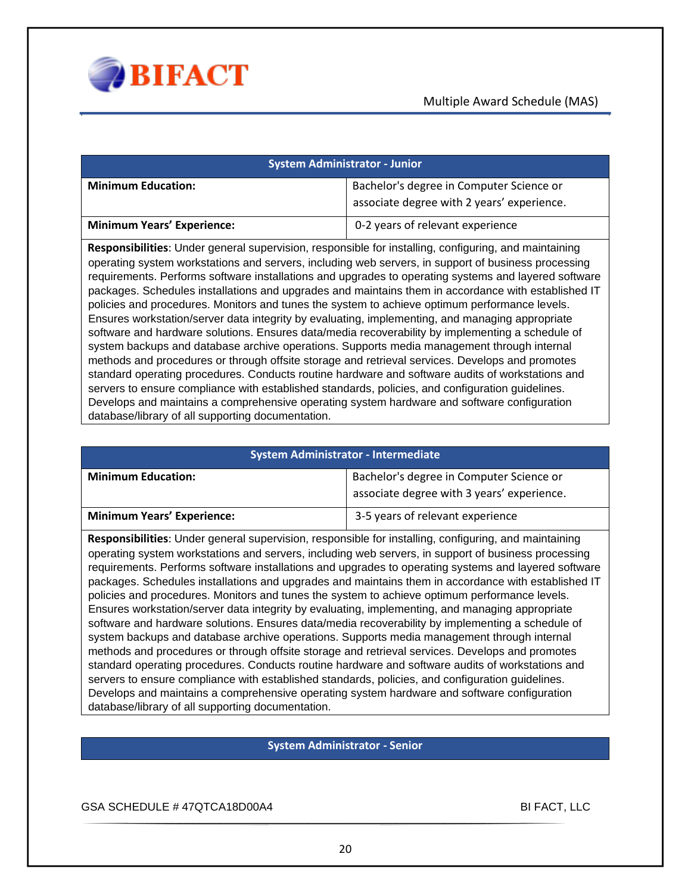| System Administrator - Junior | |
|---|---|
| **Minimum Education:** | Bachelor's degree in Computer Science or associate degree with 2 years' experience. |
| **Minimum Years' Experience:** | 0-2 years of relevant experience |

**Responsibilities**: Under general supervision, responsible for installing, configuring, and maintaining operating system workstations and servers, including web servers, in support of business processing requirements. Performs software installations and upgrades to operating systems and layered software packages. Schedules installations and upgrades and maintains them in accordance with established IT policies and procedures. Monitors and tunes the system to achieve optimum performance levels. Ensures workstation/server data integrity by evaluating, implementing, and managing appropriate software and hardware solutions. Ensures data/media recoverability by implementing a schedule of system backups and database archive operations. Supports media management through internal methods and procedures or through offsite storage and retrieval services. Develops and promotes standard operating procedures. Conducts routine hardware and software audits of workstations and servers to ensure compliance with established standards, policies, and configuration guidelines. Develops and maintains a comprehensive operating system hardware and software configuration database/library of all supporting documentation.

| System Administrator - Intermediate | |
|---|---|
| **Minimum Education:** | Bachelor's degree in Computer Science or associate degree with 3 years' experience. |
| **Minimum Years' Experience:** | 3-5 years of relevant experience |

**Responsibilities**: Under general supervision, responsible for installing, configuring, and maintaining operating system workstations and servers, including web servers, in support of business processing requirements. Performs software installations and upgrades to operating systems and layered software packages. Schedules installations and upgrades and maintains them in accordance with established IT policies and procedures. Monitors and tunes the system to achieve optimum performance levels. Ensures workstation/server data integrity by evaluating, implementing, and managing appropriate software and hardware solutions. Ensures data/media recoverability by implementing a schedule of system backups and database archive operations. Supports media management through internal methods and procedures or through offsite storage and retrieval services. Develops and promotes standard operating procedures. Conducts routine hardware and software audits of workstations and servers to ensure compliance with established standards, policies, and configuration guidelines. Develops and maintains a comprehensive operating system hardware and software configuration database/library of all supporting documentation.

| System Administrator - Senior |
|---|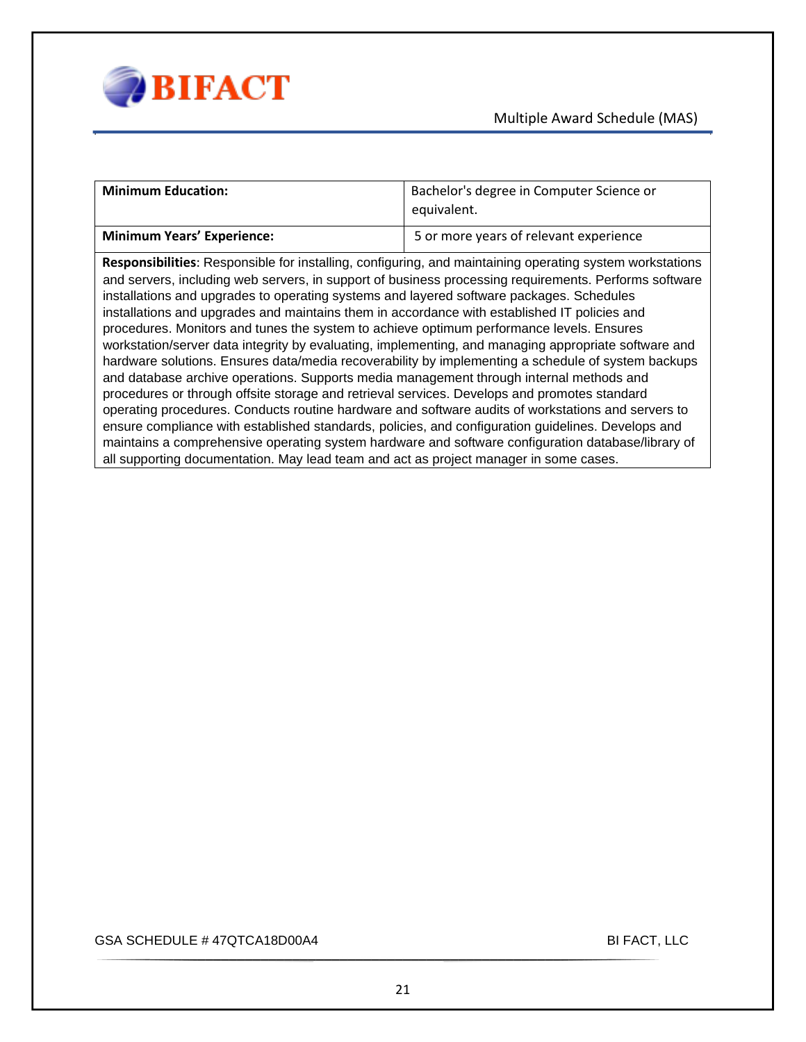| **Minimum Education:** | Bachelor's degree in Computer Science or equivalent. |
|---|---|
| **Minimum Years' Experience:** | 5 or more years of relevant experience |

**Responsibilities**: Responsible for installing, configuring, and maintaining operating system workstations and servers, including web servers, in support of business processing requirements. Performs software installations and upgrades to operating systems and layered software packages. Schedules installations and upgrades and maintains them in accordance with established IT policies and procedures. Monitors and tunes the system to achieve optimum performance levels. Ensures workstation/server data integrity by evaluating, implementing, and managing appropriate software and hardware solutions. Ensures data/media recoverability by implementing a schedule of system backups and database archive operations. Supports media management through internal methods and procedures or through offsite storage and retrieval services. Develops and promotes standard operating procedures. Conducts routine hardware and software audits of workstations and servers to ensure compliance with established standards, policies, and configuration guidelines. Develops and maintains a comprehensive operating system hardware and software configuration database/library of all supporting documentation. May lead team and act as project manager in some cases.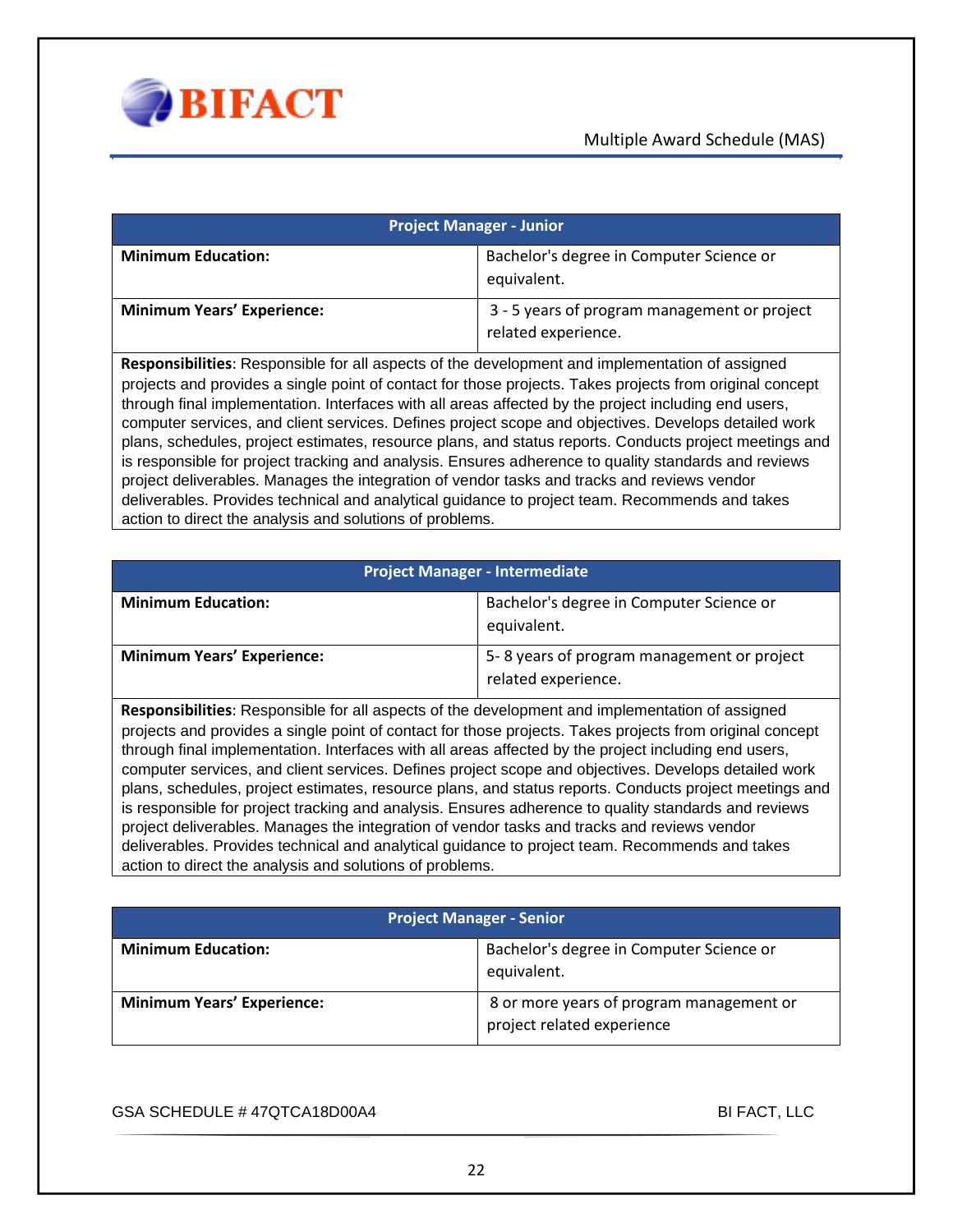| Project Manager - Junior | |
|---|---|
| **Minimum Education:** | Bachelor's degree in Computer Science or equivalent. |
| **Minimum Years' Experience:** | 3 - 5 years of program management or project related experience. |
| **Responsibilities**: Responsible for all aspects of the development and implementation of assigned projects and provides a single point of contact for those projects. Takes projects from original concept through final implementation. Interfaces with all areas affected by the project including end users, computer services, and client services. Defines project scope and objectives. Develops detailed work plans, schedules, project estimates, resource plans, and status reports. Conducts project meetings and is responsible for project tracking and analysis. Ensures adherence to quality standards and reviews project deliverables. Manages the integration of vendor tasks and tracks and reviews vendor deliverables. Provides technical and analytical guidance to project team. Recommends and takes action to direct the analysis and solutions of problems. | |

| Project Manager - Intermediate | |
|---|---|
| **Minimum Education:** | Bachelor's degree in Computer Science or equivalent. |
| **Minimum Years' Experience:** | 5- 8 years of program management or project related experience. |
| **Responsibilities**: Responsible for all aspects of the development and implementation of assigned projects and provides a single point of contact for those projects. Takes projects from original concept through final implementation. Interfaces with all areas affected by the project including end users, computer services, and client services. Defines project scope and objectives. Develops detailed work plans, schedules, project estimates, resource plans, and status reports. Conducts project meetings and is responsible for project tracking and analysis. Ensures adherence to quality standards and reviews project deliverables. Manages the integration of vendor tasks and tracks and reviews vendor deliverables. Provides technical and analytical guidance to project team. Recommends and takes action to direct the analysis and solutions of problems. | |

| Project Manager - Senior | |
|---|---|
| **Minimum Education:** | Bachelor's degree in Computer Science or equivalent. |
| **Minimum Years' Experience:** | 8 or more years of program management or project related experience |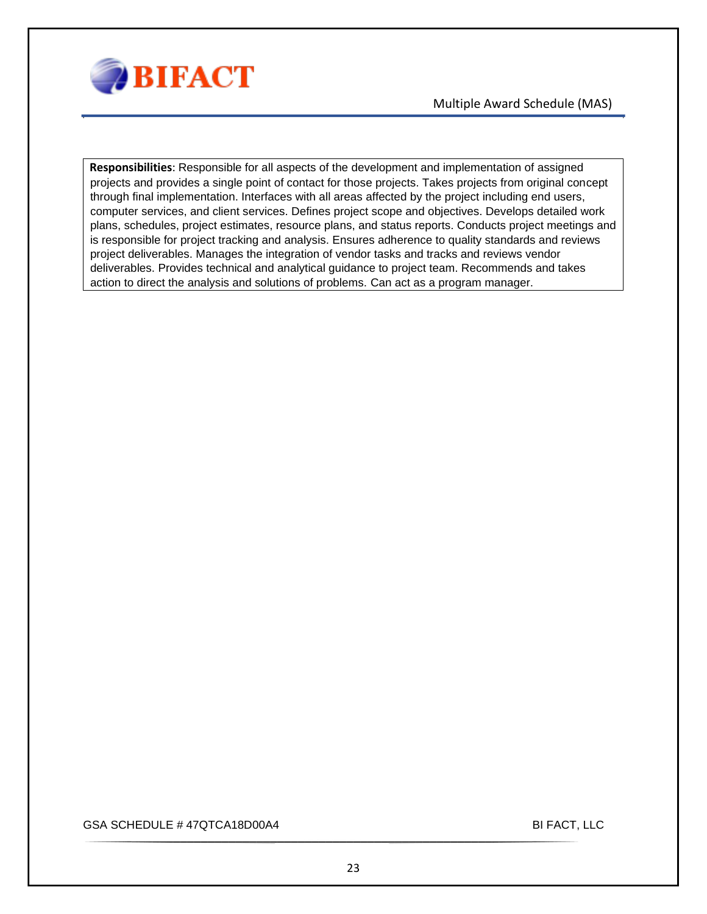**Responsibilities**: Responsible for all aspects of the development and implementation of assigned projects and provides a single point of contact for those projects. Takes projects from original concept through final implementation. Interfaces with all areas affected by the project including end users, computer services, and client services. Defines project scope and objectives. Develops detailed work plans, schedules, project estimates, resource plans, and status reports. Conducts project meetings and is responsible for project tracking and analysis. Ensures adherence to quality standards and reviews project deliverables. Manages the integration of vendor tasks and tracks and reviews vendor deliverables. Provides technical and analytical guidance to project team. Recommends and takes action to direct the analysis and solutions of problems. Can act as a program manager.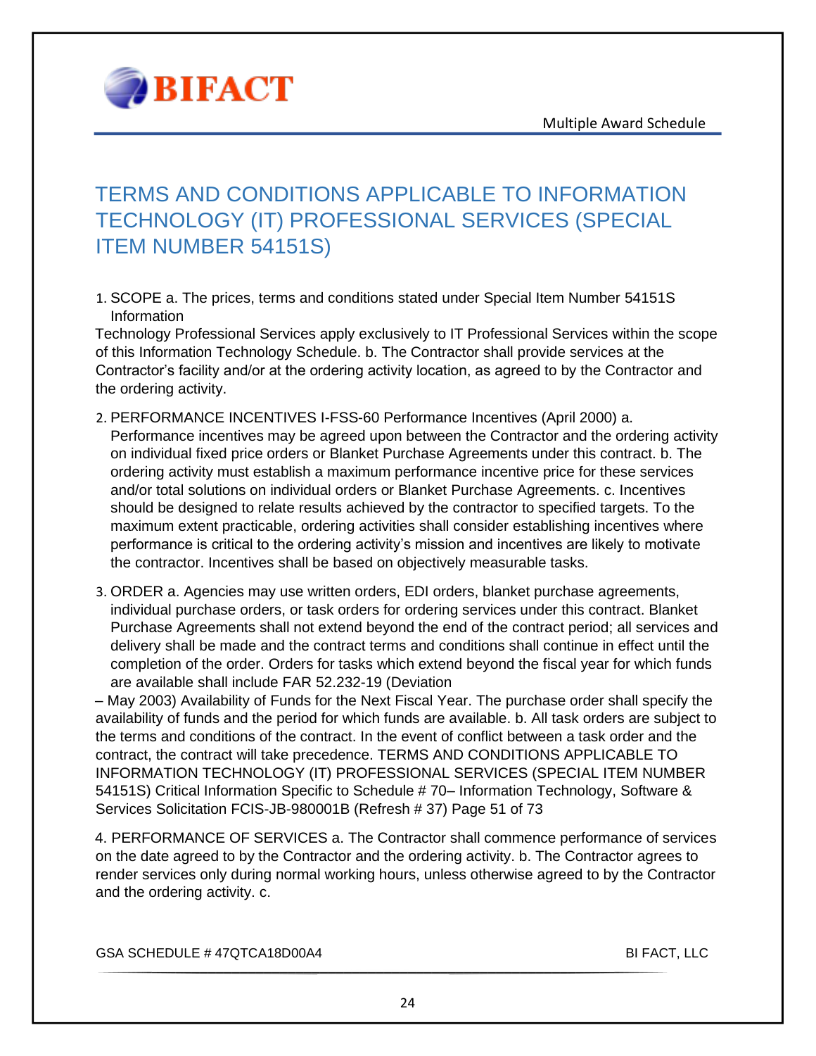## TERMS AND CONDITIONS APPLICABLE TO INFORMATION TECHNOLOGY (IT) PROFESSIONAL SERVICES (SPECIAL ITEM NUMBER 54151S)

1. SCOPE a. The prices, terms and conditions stated under Special Item Number 54151S Information

Technology Professional Services apply exclusively to IT Professional Services within the scope of this Information Technology Schedule. b. The Contractor shall provide services at the Contractor's facility and/or at the ordering activity location, as agreed to by the Contractor and the ordering activity.

2. PERFORMANCE INCENTIVES I-FSS-60 Performance Incentives (April 2000) a. Performance incentives may be agreed upon between the Contractor and the ordering activity on individual fixed price orders or Blanket Purchase Agreements under this contract. b. The ordering activity must establish a maximum performance incentive price for these services and/or total solutions on individual orders or Blanket Purchase Agreements. c. Incentives should be designed to relate results achieved by the contractor to specified targets. To the maximum extent practicable, ordering activities shall consider establishing incentives where performance is critical to the ordering activity's mission and incentives are likely to motivate the contractor. Incentives shall be based on objectively measurable tasks.

3. ORDER a. Agencies may use written orders, EDI orders, blanket purchase agreements, individual purchase orders, or task orders for ordering services under this contract. Blanket Purchase Agreements shall not extend beyond the end of the contract period; all services and delivery shall be made and the contract terms and conditions shall continue in effect until the completion of the order. Orders for tasks which extend beyond the fiscal year for which funds are available shall include FAR 52.232-19 (Deviation

– May 2003) Availability of Funds for the Next Fiscal Year. The purchase order shall specify the availability of funds and the period for which funds are available. b. All task orders are subject to the terms and conditions of the contract. In the event of conflict between a task order and the contract, the contract will take precedence. TERMS AND CONDITIONS APPLICABLE TO INFORMATION TECHNOLOGY (IT) PROFESSIONAL SERVICES (SPECIAL ITEM NUMBER 54151S) Critical Information Specific to Schedule # 70– Information Technology, Software & Services Solicitation FCIS-JB-980001B (Refresh # 37) Page 51 of 73

4. PERFORMANCE OF SERVICES a. The Contractor shall commence performance of services on the date agreed to by the Contractor and the ordering activity. b. The Contractor agrees to render services only during normal working hours, unless otherwise agreed to by the Contractor and the ordering activity. c.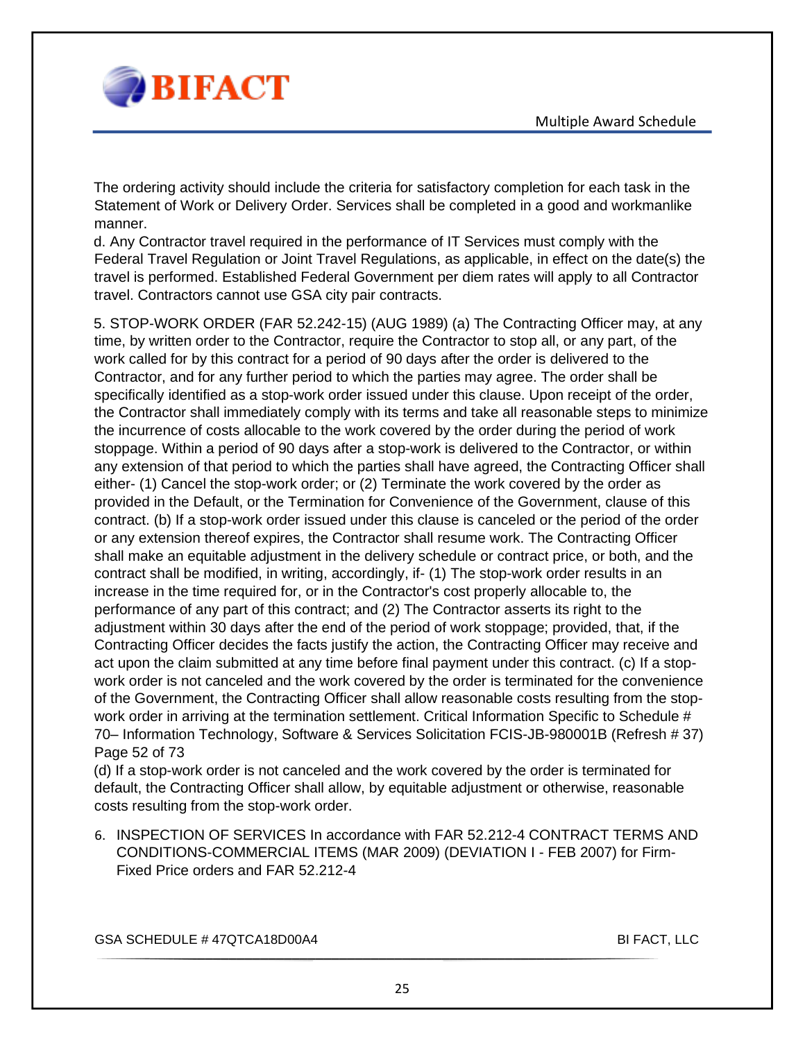The ordering activity should include the criteria for satisfactory completion for each task in the Statement of Work or Delivery Order. Services shall be completed in a good and workmanlike manner.

d. Any Contractor travel required in the performance of IT Services must comply with the Federal Travel Regulation or Joint Travel Regulations, as applicable, in effect on the date(s) the travel is performed. Established Federal Government per diem rates will apply to all Contractor travel. Contractors cannot use GSA city pair contracts.

5. STOP-WORK ORDER (FAR 52.242-15) (AUG 1989) (a) The Contracting Officer may, at any time, by written order to the Contractor, require the Contractor to stop all, or any part, of the work called for by this contract for a period of 90 days after the order is delivered to the Contractor, and for any further period to which the parties may agree. The order shall be specifically identified as a stop-work order issued under this clause. Upon receipt of the order, the Contractor shall immediately comply with its terms and take all reasonable steps to minimize the incurrence of costs allocable to the work covered by the order during the period of work stoppage. Within a period of 90 days after a stop-work is delivered to the Contractor, or within any extension of that period to which the parties shall have agreed, the Contracting Officer shall either- (1) Cancel the stop-work order; or (2) Terminate the work covered by the order as provided in the Default, or the Termination for Convenience of the Government, clause of this contract. (b) If a stop-work order issued under this clause is canceled or the period of the order or any extension thereof expires, the Contractor shall resume work. The Contracting Officer shall make an equitable adjustment in the delivery schedule or contract price, or both, and the contract shall be modified, in writing, accordingly, if- (1) The stop-work order results in an increase in the time required for, or in the Contractor's cost properly allocable to, the performance of any part of this contract; and (2) The Contractor asserts its right to the adjustment within 30 days after the end of the period of work stoppage; provided, that, if the Contracting Officer decides the facts justify the action, the Contracting Officer may receive and act upon the claim submitted at any time before final payment under this contract. (c) If a stop-work order is not canceled and the work covered by the order is terminated for the convenience of the Government, the Contracting Officer shall allow reasonable costs resulting from the stop-work order in arriving at the termination settlement. Critical Information Specific to Schedule # 70– Information Technology, Software & Services Solicitation FCIS-JB-980001B (Refresh # 37) Page 52 of 73

(d) If a stop-work order is not canceled and the work covered by the order is terminated for default, the Contracting Officer shall allow, by equitable adjustment or otherwise, reasonable costs resulting from the stop-work order.

6. INSPECTION OF SERVICES In accordance with FAR 52.212-4 CONTRACT TERMS AND CONDITIONS-COMMERCIAL ITEMS (MAR 2009) (DEVIATION I - FEB 2007) for Firm-Fixed Price orders and FAR 52.212-4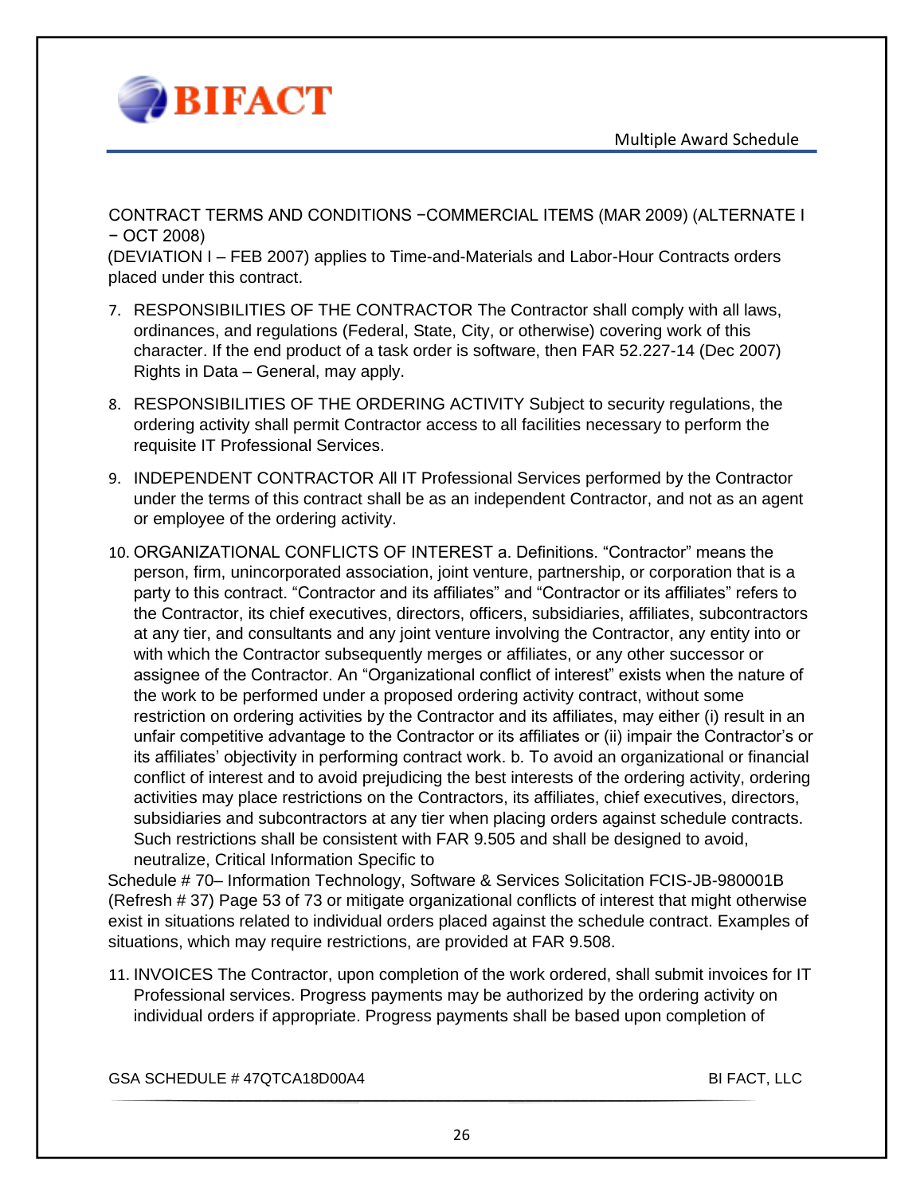CONTRACT TERMS AND CONDITIONS −COMMERCIAL ITEMS (MAR 2009) (ALTERNATE I − OCT 2008)
(DEVIATION I – FEB 2007) applies to Time-and-Materials and Labor-Hour Contracts orders placed under this contract.

7. RESPONSIBILITIES OF THE CONTRACTOR The Contractor shall comply with all laws, ordinances, and regulations (Federal, State, City, or otherwise) covering work of this character. If the end product of a task order is software, then FAR 52.227-14 (Dec 2007) Rights in Data – General, may apply.

8. RESPONSIBILITIES OF THE ORDERING ACTIVITY Subject to security regulations, the ordering activity shall permit Contractor access to all facilities necessary to perform the requisite IT Professional Services.

9. INDEPENDENT CONTRACTOR All IT Professional Services performed by the Contractor under the terms of this contract shall be as an independent Contractor, and not as an agent or employee of the ordering activity.

10. ORGANIZATIONAL CONFLICTS OF INTEREST a. Definitions. “Contractor” means the person, firm, unincorporated association, joint venture, partnership, or corporation that is a party to this contract. “Contractor and its affiliates” and “Contractor or its affiliates” refers to the Contractor, its chief executives, directors, officers, subsidiaries, affiliates, subcontractors at any tier, and consultants and any joint venture involving the Contractor, any entity into or with which the Contractor subsequently merges or affiliates, or any other successor or assignee of the Contractor. An “Organizational conflict of interest” exists when the nature of the work to be performed under a proposed ordering activity contract, without some restriction on ordering activities by the Contractor and its affiliates, may either (i) result in an unfair competitive advantage to the Contractor or its affiliates or (ii) impair the Contractor’s or its affiliates’ objectivity in performing contract work. b. To avoid an organizational or financial conflict of interest and to avoid prejudicing the best interests of the ordering activity, ordering activities may place restrictions on the Contractors, its affiliates, chief executives, directors, subsidiaries and subcontractors at any tier when placing orders against schedule contracts. Such restrictions shall be consistent with FAR 9.505 and shall be designed to avoid, neutralize, Critical Information Specific to

Schedule # 70– Information Technology, Software & Services Solicitation FCIS-JB-980001B (Refresh # 37) Page 53 of 73 or mitigate organizational conflicts of interest that might otherwise exist in situations related to individual orders placed against the schedule contract. Examples of situations, which may require restrictions, are provided at FAR 9.508.

11. INVOICES The Contractor, upon completion of the work ordered, shall submit invoices for IT Professional services. Progress payments may be authorized by the ordering activity on individual orders if appropriate. Progress payments shall be based upon completion of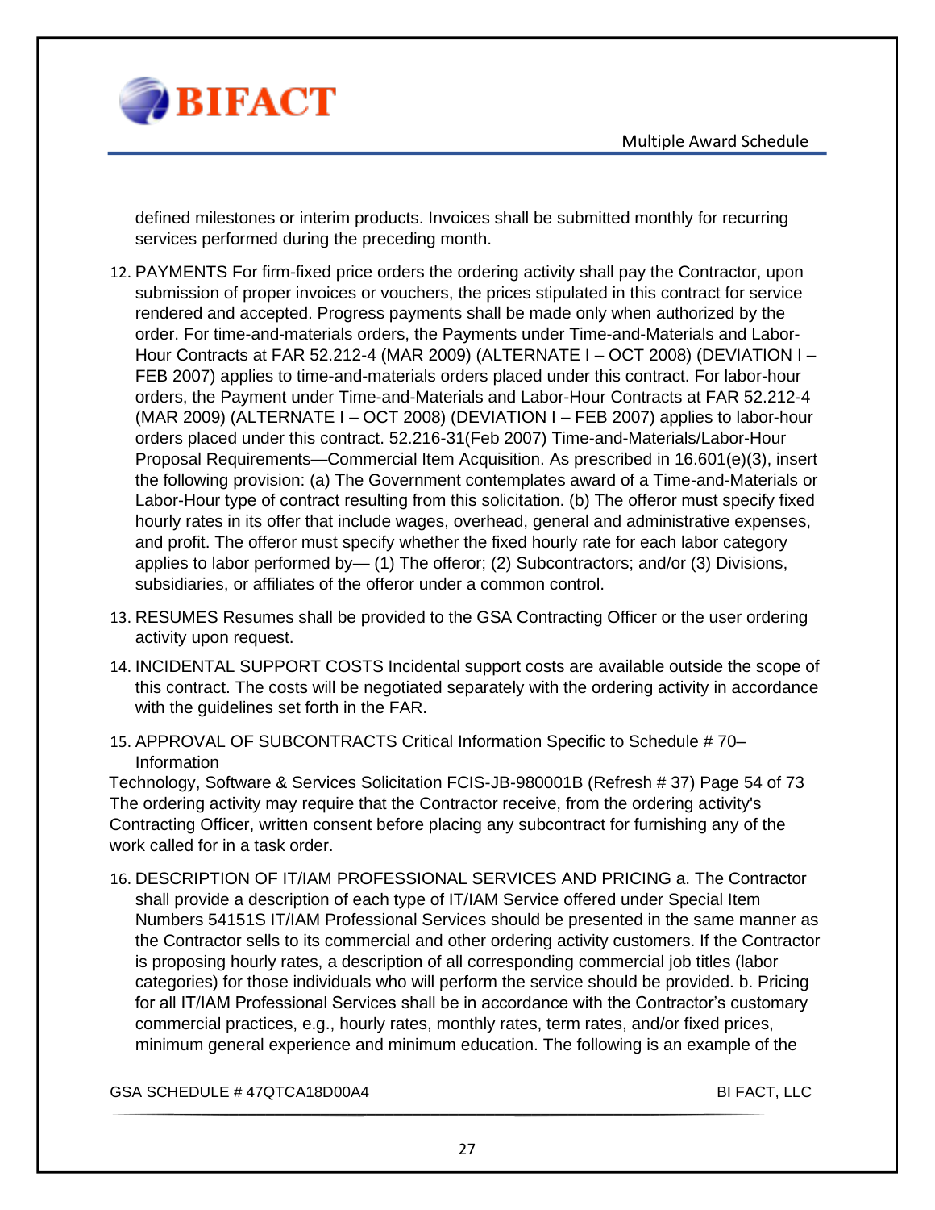defined milestones or interim products. Invoices shall be submitted monthly for recurring services performed during the preceding month.

12. PAYMENTS For firm-fixed price orders the ordering activity shall pay the Contractor, upon submission of proper invoices or vouchers, the prices stipulated in this contract for service rendered and accepted. Progress payments shall be made only when authorized by the order. For time-and-materials orders, the Payments under Time-and-Materials and Labor-Hour Contracts at FAR 52.212-4 (MAR 2009) (ALTERNATE I – OCT 2008) (DEVIATION I – FEB 2007) applies to time-and-materials orders placed under this contract. For labor-hour orders, the Payment under Time-and-Materials and Labor-Hour Contracts at FAR 52.212-4 (MAR 2009) (ALTERNATE I – OCT 2008) (DEVIATION I – FEB 2007) applies to labor-hour orders placed under this contract. 52.216-31(Feb 2007) Time-and-Materials/Labor-Hour Proposal Requirements—Commercial Item Acquisition. As prescribed in 16.601(e)(3), insert the following provision: (a) The Government contemplates award of a Time-and-Materials or Labor-Hour type of contract resulting from this solicitation. (b) The offeror must specify fixed hourly rates in its offer that include wages, overhead, general and administrative expenses, and profit. The offeror must specify whether the fixed hourly rate for each labor category applies to labor performed by— (1) The offeror; (2) Subcontractors; and/or (3) Divisions, subsidiaries, or affiliates of the offeror under a common control.

13. RESUMES Resumes shall be provided to the GSA Contracting Officer or the user ordering activity upon request.

14. INCIDENTAL SUPPORT COSTS Incidental support costs are available outside the scope of this contract. The costs will be negotiated separately with the ordering activity in accordance with the guidelines set forth in the FAR.

15. APPROVAL OF SUBCONTRACTS Critical Information Specific to Schedule # 70– Information

Technology, Software & Services Solicitation FCIS-JB-980001B (Refresh # 37) Page 54 of 73 The ordering activity may require that the Contractor receive, from the ordering activity's Contracting Officer, written consent before placing any subcontract for furnishing any of the work called for in a task order.

16. DESCRIPTION OF IT/IAM PROFESSIONAL SERVICES AND PRICING a. The Contractor shall provide a description of each type of IT/IAM Service offered under Special Item Numbers 54151S IT/IAM Professional Services should be presented in the same manner as the Contractor sells to its commercial and other ordering activity customers. If the Contractor is proposing hourly rates, a description of all corresponding commercial job titles (labor categories) for those individuals who will perform the service should be provided. b. Pricing for all IT/IAM Professional Services shall be in accordance with the Contractor's customary commercial practices, e.g., hourly rates, monthly rates, term rates, and/or fixed prices, minimum general experience and minimum education. The following is an example of the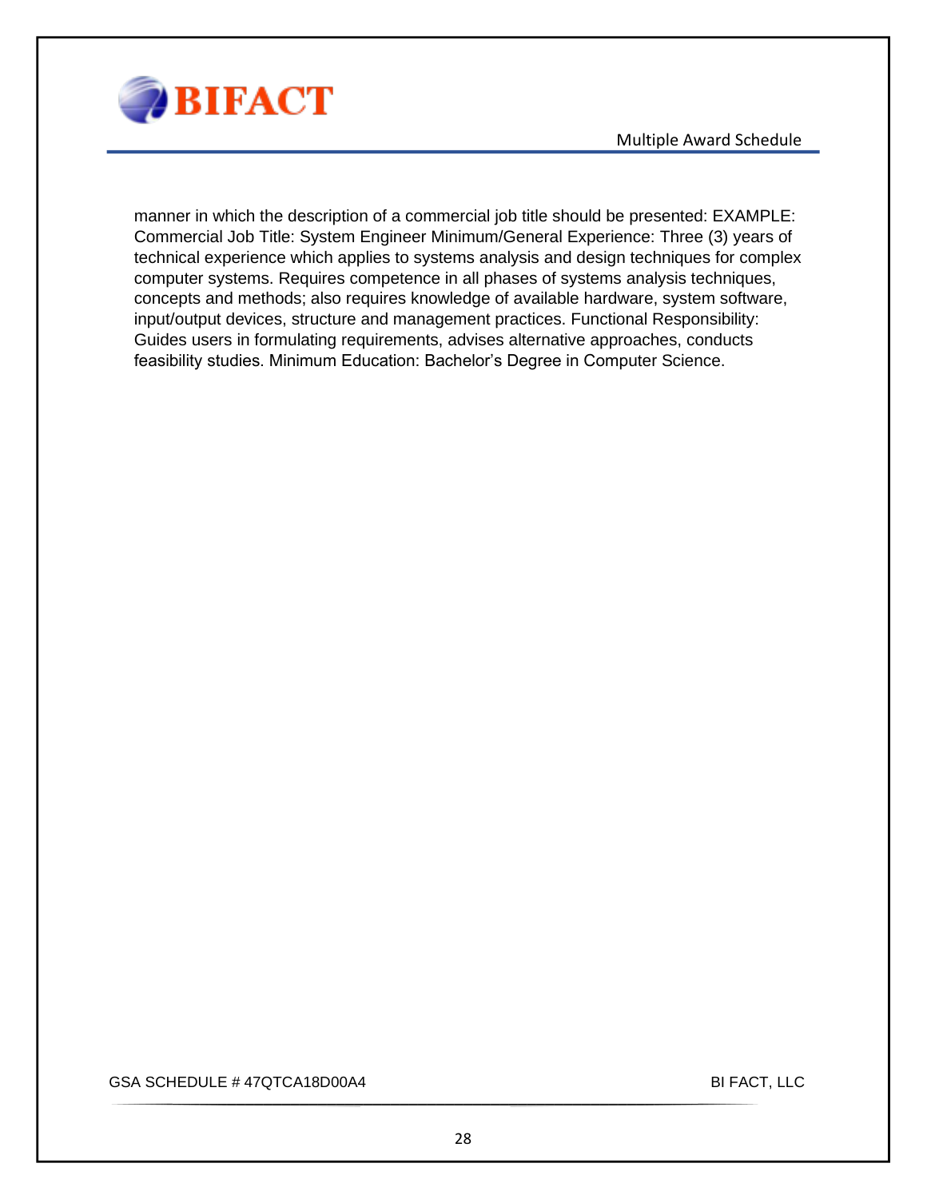manner in which the description of a commercial job title should be presented: EXAMPLE: Commercial Job Title: System Engineer Minimum/General Experience: Three (3) years of technical experience which applies to systems analysis and design techniques for complex computer systems. Requires competence in all phases of systems analysis techniques, concepts and methods; also requires knowledge of available hardware, system software, input/output devices, structure and management practices. Functional Responsibility: Guides users in formulating requirements, advises alternative approaches, conducts feasibility studies. Minimum Education: Bachelor's Degree in Computer Science.